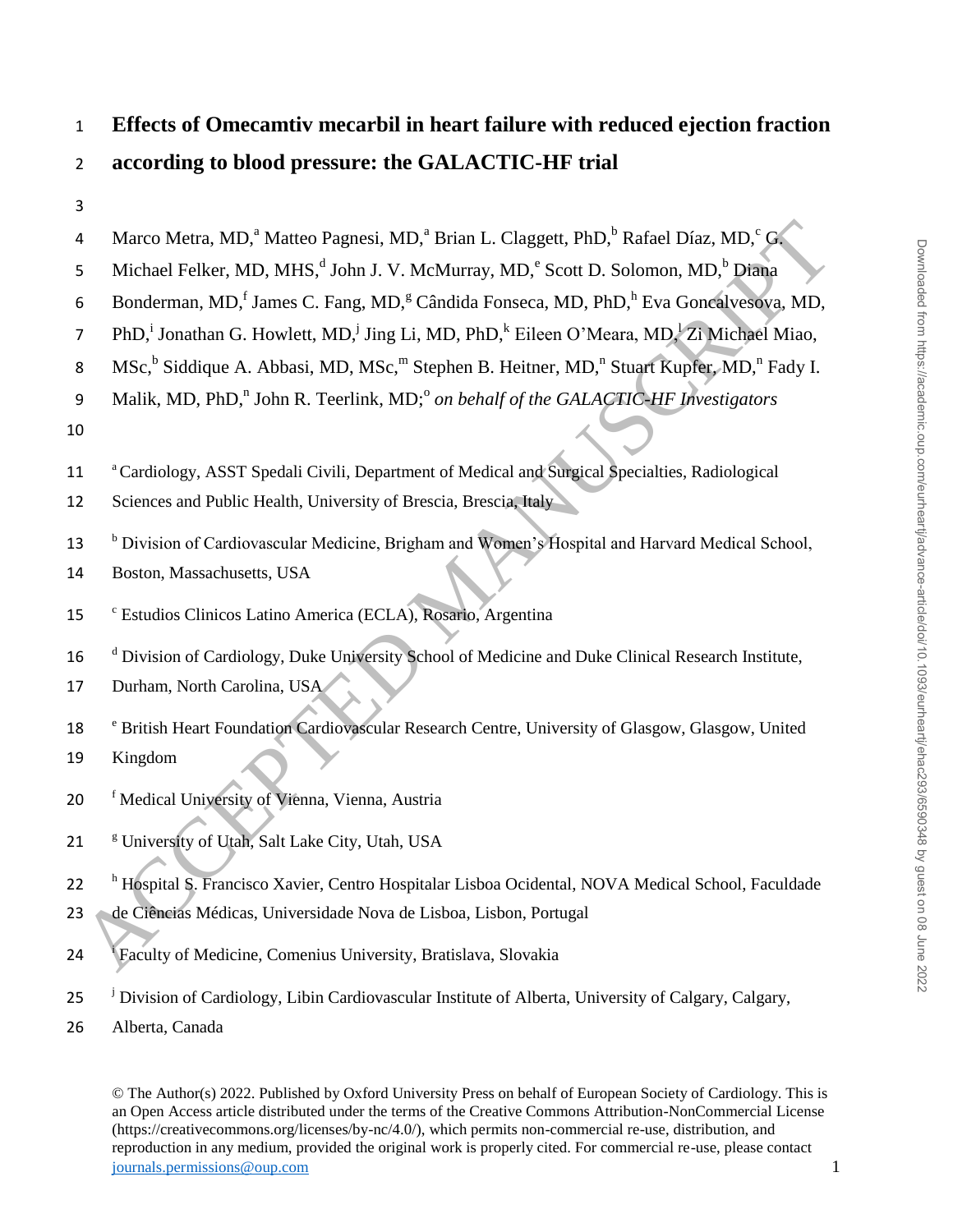# Effects of Omecamtiv mecarbil in heart failure with reduced ejection fraction according to blood pressure: the GALACTIC-HF trial

Marco Metra, MD,[a] Matteo Pagnesi, MD,[a] Brian L. Claggett, PhD,[b] Rafael Díaz, MD,[c] G. Michael Felker, MD, MHS,[d] John J. V. McMurray, MD,[e] Scott D. Solomon, MD,[b] Diana Bonderman, MD,[f] James C. Fang, MD,[g] Cândida Fonseca, MD, PhD,[h] Eva Goncalvesova, MD, PhD,[i] Jonathan G. Howlett, MD,[j] Jing Li, MD, PhD,[k] Eileen O'Meara, MD,[l] Zi Michael Miao, MSc,[b] Siddique A. Abbasi, MD, MSc,[m] Stephen B. Heitner, MD,[n] Stuart Kupfer, MD,[n] Fady I. Malik, MD, PhD,[n] John R. Teerlink, MD;[o] *on behalf of the GALACTIC-HF Investigators*

[a] Cardiology, ASST Spedali Civili, Department of Medical and Surgical Specialties, Radiological Sciences and Public Health, University of Brescia, Brescia, Italy

[b] Division of Cardiovascular Medicine, Brigham and Women's Hospital and Harvard Medical School, Boston, Massachusetts, USA

[c] Estudios Clinicos Latino America (ECLA), Rosario, Argentina

[d] Division of Cardiology, Duke University School of Medicine and Duke Clinical Research Institute, Durham, North Carolina, USA

[e] British Heart Foundation Cardiovascular Research Centre, University of Glasgow, Glasgow, United Kingdom

[f] Medical University of Vienna, Vienna, Austria

[g] University of Utah, Salt Lake City, Utah, USA

[h] Hospital S. Francisco Xavier, Centro Hospitalar Lisboa Ocidental, NOVA Medical School, Faculdade de Ciências Médicas, Universidade Nova de Lisboa, Lisbon, Portugal

[i] Faculty of Medicine, Comenius University, Bratislava, Slovakia

[j] Division of Cardiology, Libin Cardiovascular Institute of Alberta, University of Calgary, Calgary, Alberta, Canada

© The Author(s) 2022. Published by Oxford University Press on behalf of European Society of Cardiology. This is an Open Access article distributed under the terms of the Creative Commons Attribution-NonCommercial License (https://creativecommons.org/licenses/by-nc/4.0/), which permits non-commercial re-use, distribution, and reproduction in any medium, provided the original work is properly cited. For commercial re-use, please contact journals.permissions@oup.com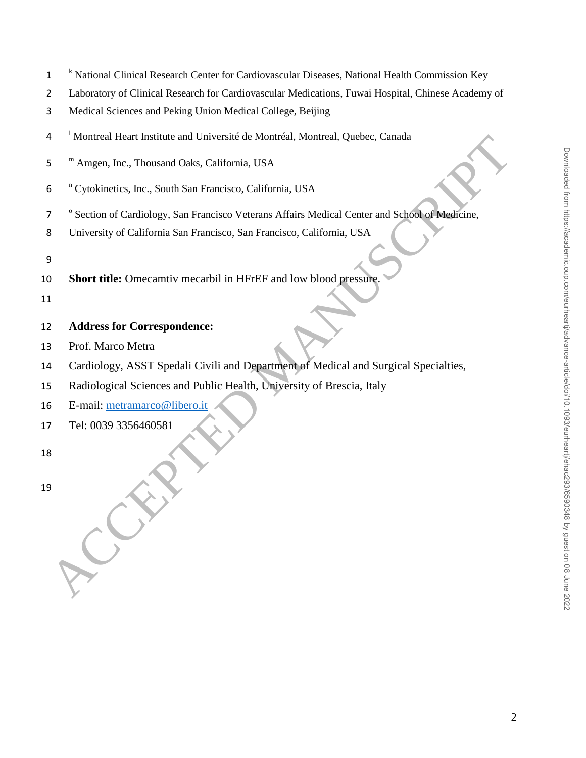[k] National Clinical Research Center for Cardiovascular Diseases, National Health Commission Key Laboratory of Clinical Research for Cardiovascular Medications, Fuwai Hospital, Chinese Academy of Medical Sciences and Peking Union Medical College, Beijing

[l] Montreal Heart Institute and Université de Montréal, Montreal, Quebec, Canada

[m] Amgen, Inc., Thousand Oaks, California, USA

[n] Cytokinetics, Inc., South San Francisco, California, USA

[o] Section of Cardiology, San Francisco Veterans Affairs Medical Center and School of Medicine, University of California San Francisco, San Francisco, California, USA

**Short title:** Omecamtiv mecarbil in HFrEF and low blood pressure.

**Address for Correspondence:**

Prof. Marco Metra

Cardiology, ASST Spedali Civili and Department of Medical and Surgical Specialties, Radiological Sciences and Public Health, University of Brescia, Italy

E-mail: metramarco@libero.it

Tel: 0039 3356460581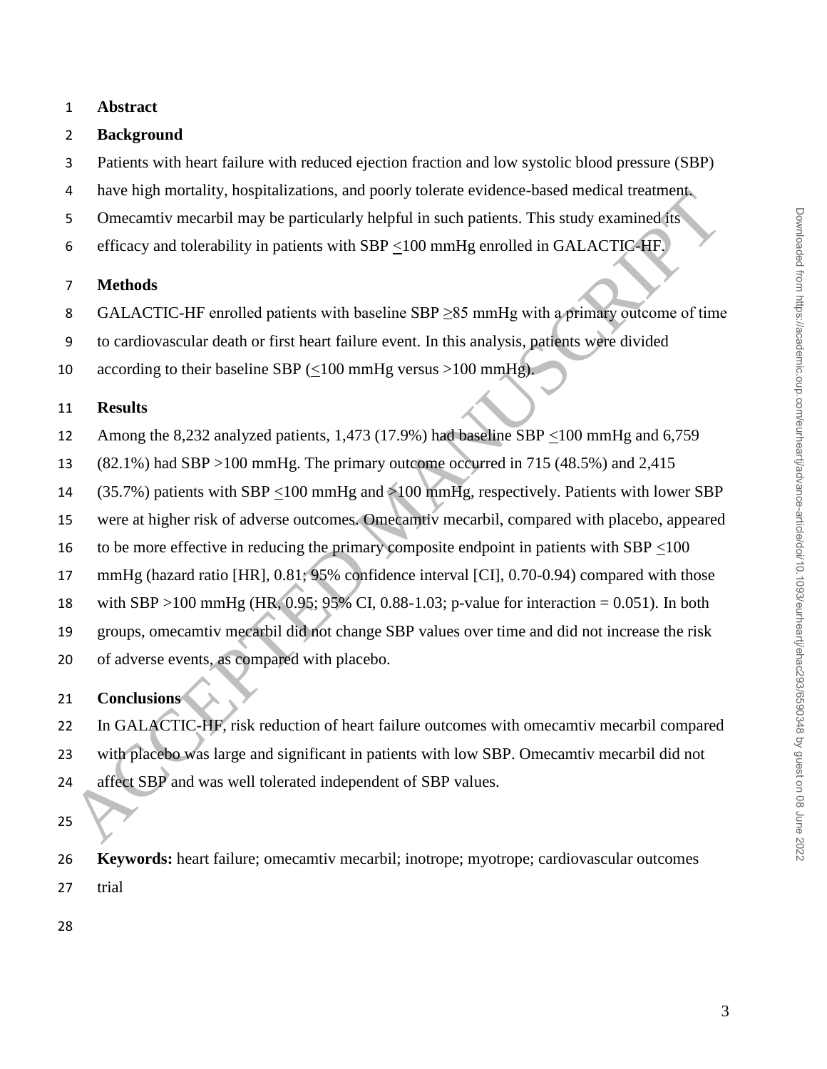## Abstract

### Background

Patients with heart failure with reduced ejection fraction and low systolic blood pressure (SBP) have high mortality, hospitalizations, and poorly tolerate evidence-based medical treatment. Omecamtiv mecarbil may be particularly helpful in such patients. This study examined its efficacy and tolerability in patients with SBP ≤100 mmHg enrolled in GALACTIC-HF.

### Methods

GALACTIC-HF enrolled patients with baseline SBP ≥85 mmHg with a primary outcome of time to cardiovascular death or first heart failure event. In this analysis, patients were divided according to their baseline SBP (≤100 mmHg versus >100 mmHg).

### Results

Among the 8,232 analyzed patients, 1,473 (17.9%) had baseline SBP ≤100 mmHg and 6,759 (82.1%) had SBP >100 mmHg. The primary outcome occurred in 715 (48.5%) and 2,415 (35.7%) patients with SBP ≤100 mmHg and >100 mmHg, respectively. Patients with lower SBP were at higher risk of adverse outcomes. Omecamtiv mecarbil, compared with placebo, appeared to be more effective in reducing the primary composite endpoint in patients with SBP ≤100 mmHg (hazard ratio [HR], 0.81; 95% confidence interval [CI], 0.70-0.94) compared with those with SBP >100 mmHg (HR, 0.95; 95% CI, 0.88-1.03; p-value for interaction = 0.051). In both groups, omecamtiv mecarbil did not change SBP values over time and did not increase the risk of adverse events, as compared with placebo.

### Conclusions

In GALACTIC-HF, risk reduction of heart failure outcomes with omecamtiv mecarbil compared with placebo was large and significant in patients with low SBP. Omecamtiv mecarbil did not affect SBP and was well tolerated independent of SBP values.

**Keywords:** heart failure; omecamtiv mecarbil; inotrope; myotrope; cardiovascular outcomes trial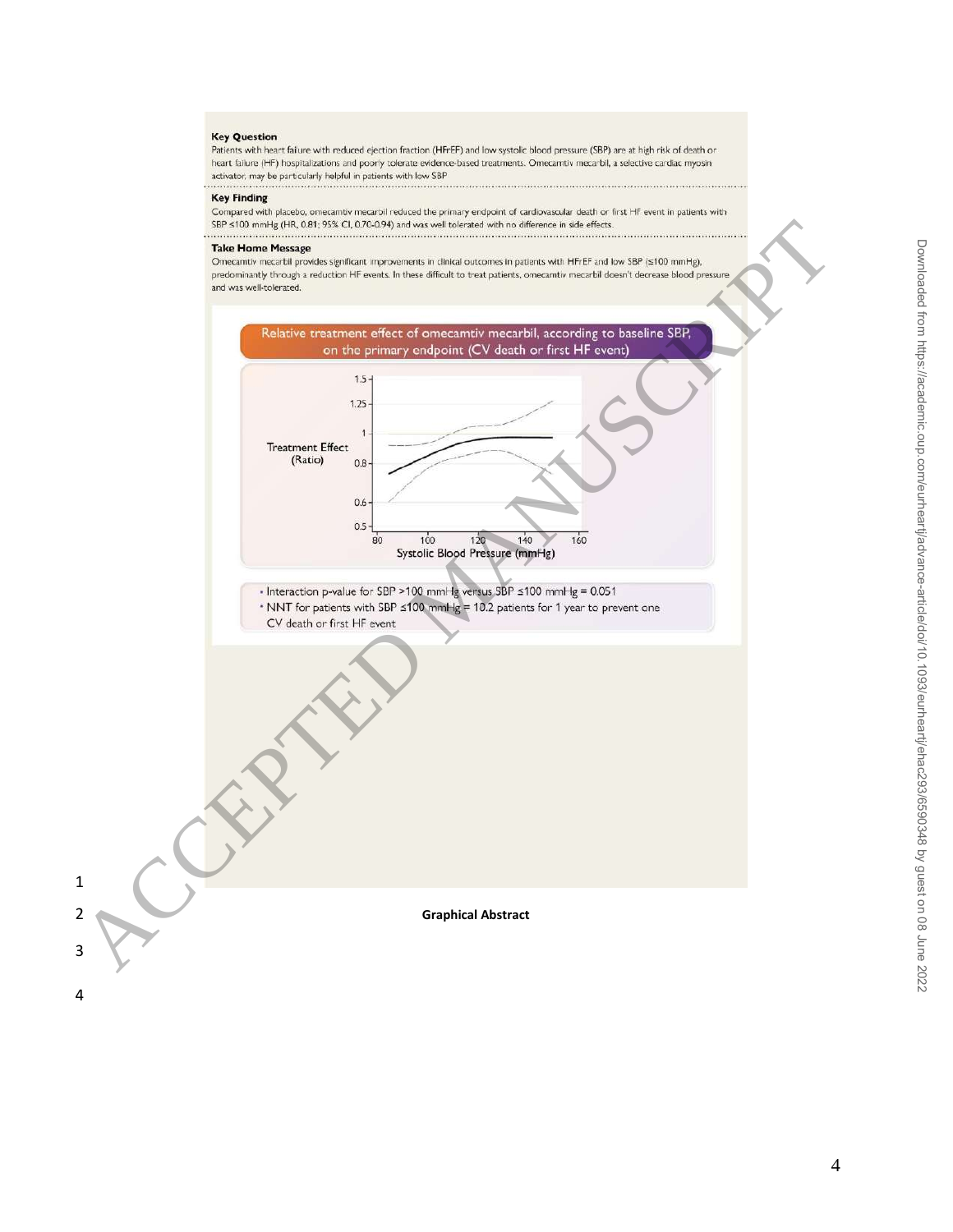**Key Question**

Patients with heart failure with reduced ejection fraction (HFrEF) and low systolic blood pressure (SBP) are at high risk of death or heart failure (HF) hospitalizations and poorly tolerate evidence-based treatments. Omecamtiv mecarbil, a selective cardiac myosin activator, may be particularly helpful in patients with low SBP

**Key Finding**

Compared with placebo, omecamtiv mecarbil reduced the primary endpoint of cardiovascular death or first HF event in patients with SBP ≤100 mmHg (HR, 0.81; 95% CI, 0.70-0.94) and was well tolerated with no difference in side effects.

**Take Home Message**

Omecamtiv mecarbil provides significant improvements in clinical outcomes in patients with HFrEF and low SBP (≤100 mmHg), predominantly through a reduction HF events. In these difficult to treat patients, omecamtiv mecarbil doesn't decrease blood pressure and was well-tolerated.

**Relative treatment effect of omecamtiv mecarbil, according to baseline SBP, on the primary endpoint (CV death or first HF event)**

- Interaction p-value for SBP >100 mmHg versus SBP ≤100 mmHg = 0.051
- NNT for patients with SBP ≤100 mmHg = 10.2 patients for 1 year to prevent one CV death or first HF event

**Graphical Abstract**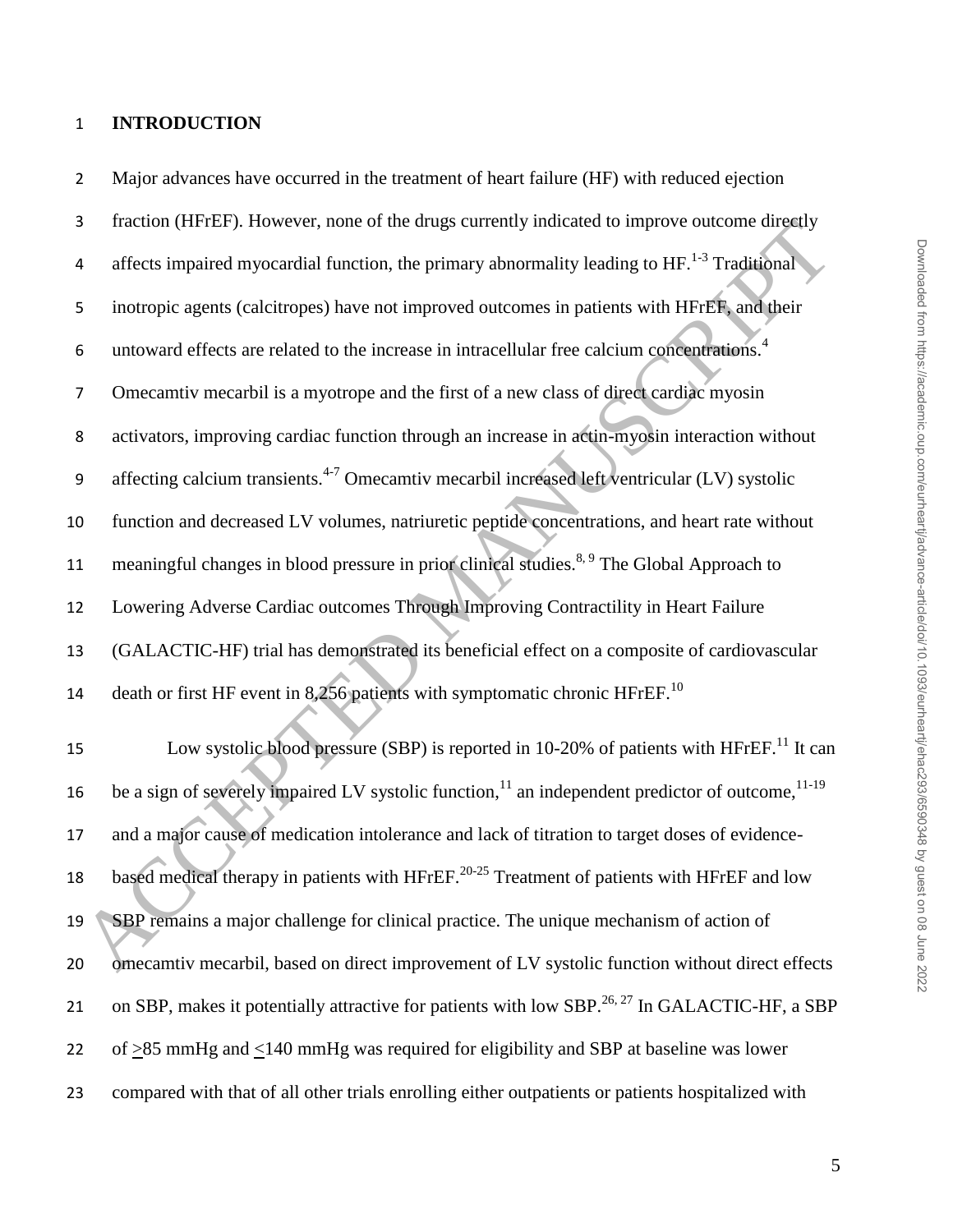# INTRODUCTION

Major advances have occurred in the treatment of heart failure (HF) with reduced ejection fraction (HFrEF). However, none of the drugs currently indicated to improve outcome directly affects impaired myocardial function, the primary abnormality leading to HF.[1-3] Traditional inotropic agents (calcitropes) have not improved outcomes in patients with HFrEF, and their untoward effects are related to the increase in intracellular free calcium concentrations.[4] Omecamtiv mecarbil is a myotrope and the first of a new class of direct cardiac myosin activators, improving cardiac function through an increase in actin-myosin interaction without affecting calcium transients.[4-7] Omecamtiv mecarbil increased left ventricular (LV) systolic function and decreased LV volumes, natriuretic peptide concentrations, and heart rate without meaningful changes in blood pressure in prior clinical studies.[8, 9] The Global Approach to Lowering Adverse Cardiac outcomes Through Improving Contractility in Heart Failure (GALACTIC-HF) trial has demonstrated its beneficial effect on a composite of cardiovascular death or first HF event in 8,256 patients with symptomatic chronic HFrEF.[10]

Low systolic blood pressure (SBP) is reported in 10-20% of patients with HFrEF.[11] It can be a sign of severely impaired LV systolic function,[11] an independent predictor of outcome,[11-19] and a major cause of medication intolerance and lack of titration to target doses of evidence-based medical therapy in patients with HFrEF.[20-25] Treatment of patients with HFrEF and low SBP remains a major challenge for clinical practice. The unique mechanism of action of omecamtiv mecarbil, based on direct improvement of LV systolic function without direct effects on SBP, makes it potentially attractive for patients with low SBP.[26, 27] In GALACTIC-HF, a SBP of $\geq$85 mmHg and $\leq$140 mmHg was required for eligibility and SBP at baseline was lower compared with that of all other trials enrolling either outpatients or patients hospitalized with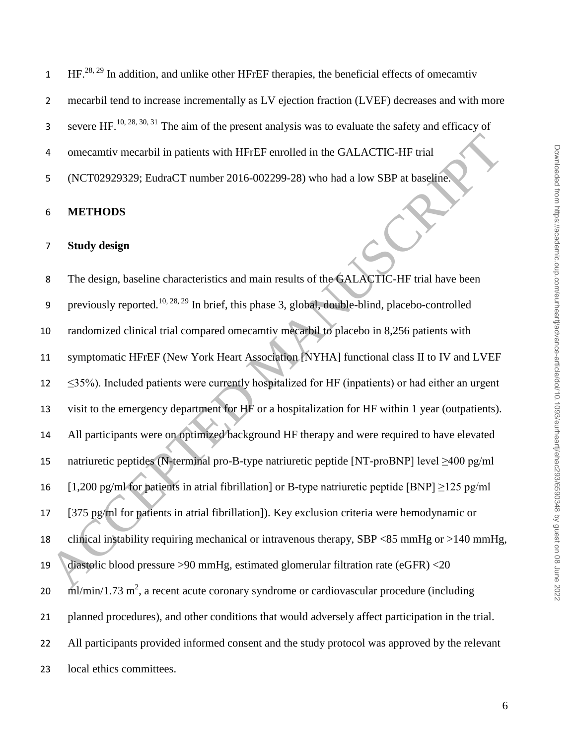HF.[28, 29] In addition, and unlike other HFrEF therapies, the beneficial effects of omecamtiv mecarbil tend to increase incrementally as LV ejection fraction (LVEF) decreases and with more severe HF.[10, 28, 30, 31] The aim of the present analysis was to evaluate the safety and efficacy of omecamtiv mecarbil in patients with HFrEF enrolled in the GALACTIC-HF trial (NCT02929329; EudraCT number 2016-002299-28) who had a low SBP at baseline.

## METHODS

### Study design

The design, baseline characteristics and main results of the GALACTIC-HF trial have been previously reported.[10, 28, 29] In brief, this phase 3, global, double-blind, placebo-controlled randomized clinical trial compared omecamtiv mecarbil to placebo in 8,256 patients with symptomatic HFrEF (New York Heart Association [NYHA] functional class II to IV and LVEF ≤35%). Included patients were currently hospitalized for HF (inpatients) or had either an urgent visit to the emergency department for HF or a hospitalization for HF within 1 year (outpatients). All participants were on optimized background HF therapy and were required to have elevated natriuretic peptides (N-terminal pro-B-type natriuretic peptide [NT-proBNP] level ≥400 pg/ml [1,200 pg/ml for patients in atrial fibrillation] or B-type natriuretic peptide [BNP] ≥125 pg/ml [375 pg/ml for patients in atrial fibrillation]). Key exclusion criteria were hemodynamic or clinical instability requiring mechanical or intravenous therapy, SBP <85 mmHg or >140 mmHg, diastolic blood pressure >90 mmHg, estimated glomerular filtration rate (eGFR) <20 ml/min/1.73 $m^2$, a recent acute coronary syndrome or cardiovascular procedure (including planned procedures), and other conditions that would adversely affect participation in the trial. All participants provided informed consent and the study protocol was approved by the relevant local ethics committees.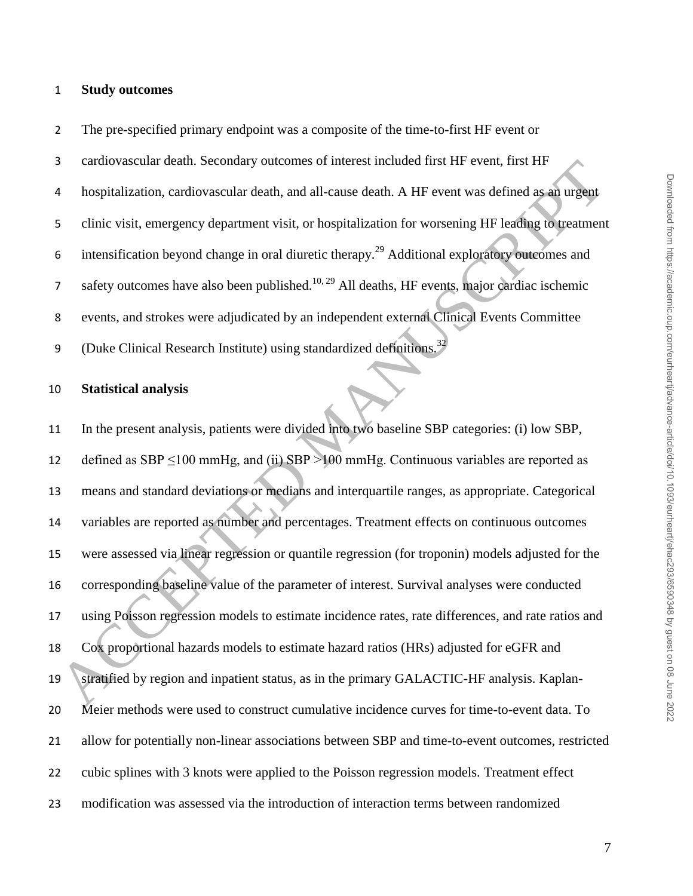## Study outcomes

The pre-specified primary endpoint was a composite of the time-to-first HF event or cardiovascular death. Secondary outcomes of interest included first HF event, first HF hospitalization, cardiovascular death, and all-cause death. A HF event was defined as an urgent clinic visit, emergency department visit, or hospitalization for worsening HF leading to treatment intensification beyond change in oral diuretic therapy.[29] Additional exploratory outcomes and safety outcomes have also been published.[10, 29] All deaths, HF events, major cardiac ischemic events, and strokes were adjudicated by an independent external Clinical Events Committee (Duke Clinical Research Institute) using standardized definitions.[32]

## Statistical analysis

In the present analysis, patients were divided into two baseline SBP categories: (i) low SBP, defined as SBP ≤100 mmHg, and (ii) SBP >100 mmHg. Continuous variables are reported as means and standard deviations or medians and interquartile ranges, as appropriate. Categorical variables are reported as number and percentages. Treatment effects on continuous outcomes were assessed via linear regression or quantile regression (for troponin) models adjusted for the corresponding baseline value of the parameter of interest. Survival analyses were conducted using Poisson regression models to estimate incidence rates, rate differences, and rate ratios and Cox proportional hazards models to estimate hazard ratios (HRs) adjusted for eGFR and stratified by region and inpatient status, as in the primary GALACTIC-HF analysis. Kaplan-Meier methods were used to construct cumulative incidence curves for time-to-event data. To allow for potentially non-linear associations between SBP and time-to-event outcomes, restricted cubic splines with 3 knots were applied to the Poisson regression models. Treatment effect modification was assessed via the introduction of interaction terms between randomized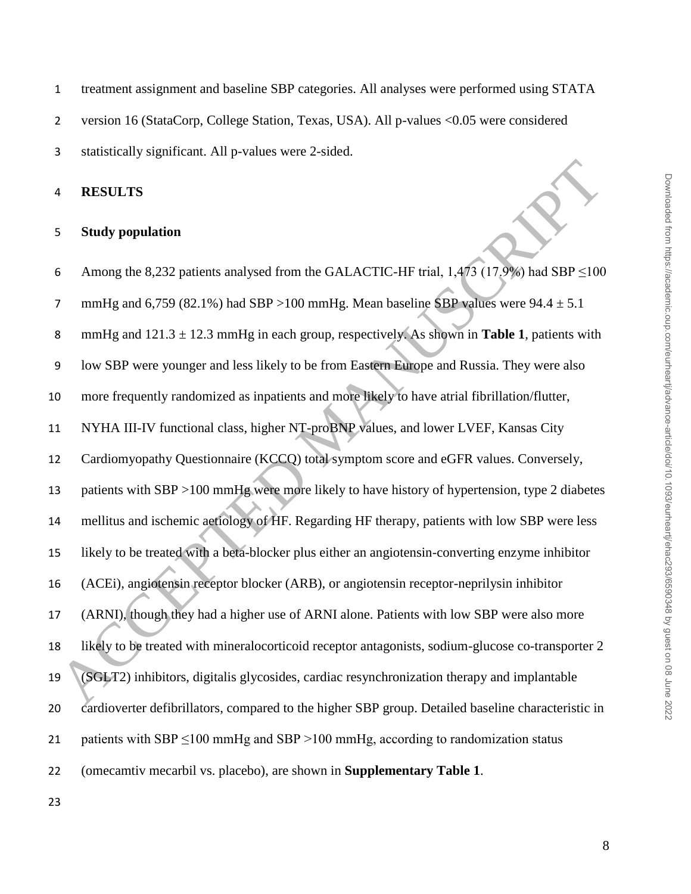treatment assignment and baseline SBP categories. All analyses were performed using STATA version 16 (StataCorp, College Station, Texas, USA). All p-values <0.05 were considered statistically significant. All p-values were 2-sided.

## RESULTS

### Study population

Among the 8,232 patients analysed from the GALACTIC-HF trial, 1,473 (17.9%) had SBP ≤100 mmHg and 6,759 (82.1%) had SBP >100 mmHg. Mean baseline SBP values were $94.4 \pm 5.1$ mmHg and $121.3 \pm 12.3$ mmHg in each group, respectively. As shown in **Table 1**, patients with low SBP were younger and less likely to be from Eastern Europe and Russia. They were also more frequently randomized as inpatients and more likely to have atrial fibrillation/flutter, NYHA III-IV functional class, higher NT-proBNP values, and lower LVEF, Kansas City Cardiomyopathy Questionnaire (KCCQ) total symptom score and eGFR values. Conversely, patients with SBP >100 mmHg were more likely to have history of hypertension, type 2 diabetes mellitus and ischemic aetiology of HF. Regarding HF therapy, patients with low SBP were less likely to be treated with a beta-blocker plus either an angiotensin-converting enzyme inhibitor (ACEi), angiotensin receptor blocker (ARB), or angiotensin receptor-neprilysin inhibitor (ARNI), though they had a higher use of ARNI alone. Patients with low SBP were also more likely to be treated with mineralocorticoid receptor antagonists, sodium-glucose co-transporter 2 (SGLT2) inhibitors, digitalis glycosides, cardiac resynchronization therapy and implantable cardioverter defibrillators, compared to the higher SBP group. Detailed baseline characteristic in patients with SBP ≤100 mmHg and SBP >100 mmHg, according to randomization status (omecamtiv mecarbil vs. placebo), are shown in **Supplementary Table 1**.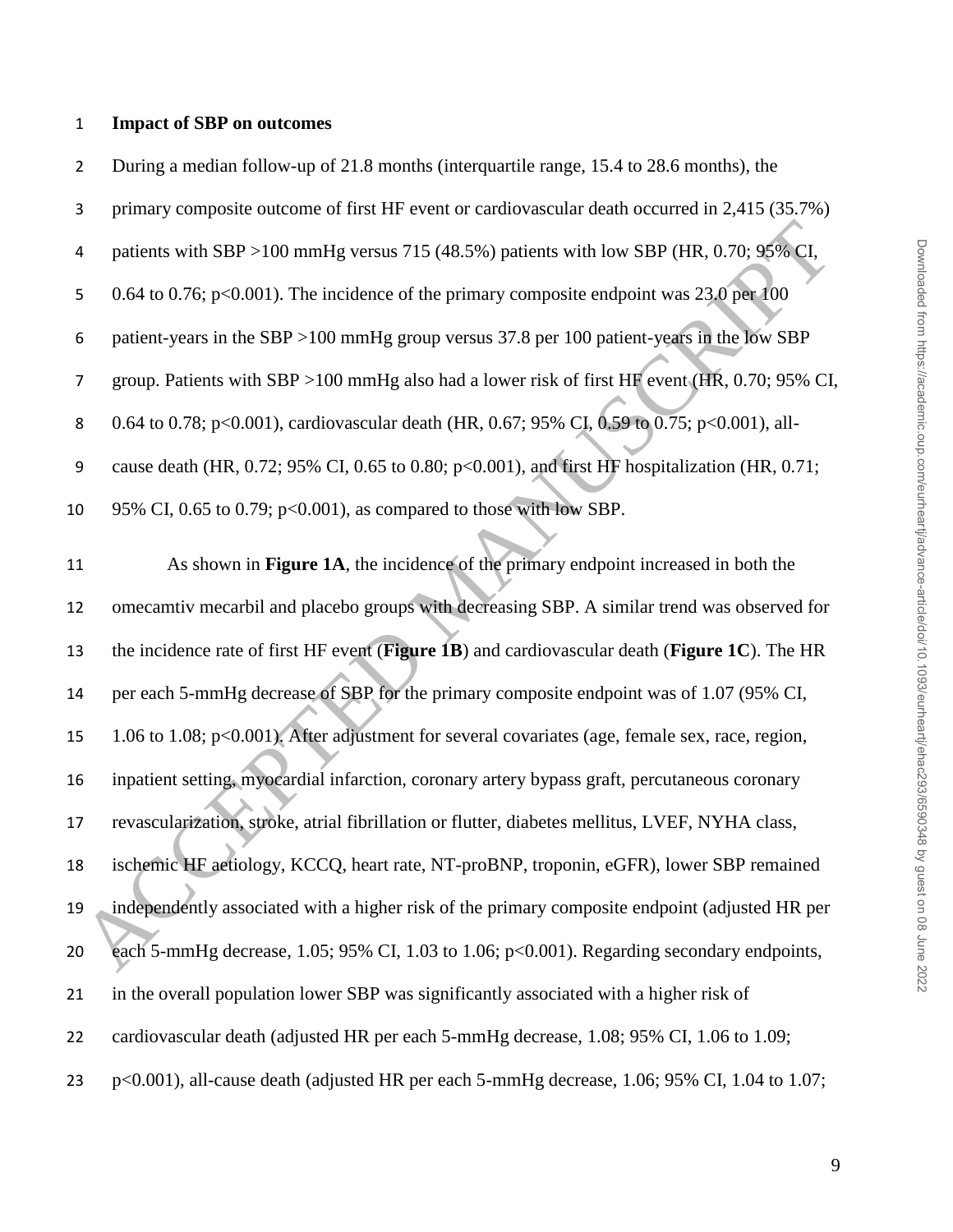**Impact of SBP on outcomes**

During a median follow-up of 21.8 months (interquartile range, 15.4 to 28.6 months), the primary composite outcome of first HF event or cardiovascular death occurred in 2,415 (35.7%) patients with SBP >100 mmHg versus 715 (48.5%) patients with low SBP (HR, 0.70; 95% CI, 0.64 to 0.76; p<0.001). The incidence of the primary composite endpoint was 23.0 per 100 patient-years in the SBP >100 mmHg group versus 37.8 per 100 patient-years in the low SBP group. Patients with SBP >100 mmHg also had a lower risk of first HF event (HR, 0.70; 95% CI, 0.64 to 0.78; p<0.001), cardiovascular death (HR, 0.67; 95% CI, 0.59 to 0.75; p<0.001), all-cause death (HR, 0.72; 95% CI, 0.65 to 0.80; p<0.001), and first HF hospitalization (HR, 0.71; 95% CI, 0.65 to 0.79; p<0.001), as compared to those with low SBP.

As shown in **Figure 1A**, the incidence of the primary endpoint increased in both the omecamtiv mecarbil and placebo groups with decreasing SBP. A similar trend was observed for the incidence rate of first HF event (**Figure 1B**) and cardiovascular death (**Figure 1C**). The HR per each 5-mmHg decrease of SBP for the primary composite endpoint was of 1.07 (95% CI, 1.06 to 1.08; p<0.001). After adjustment for several covariates (age, female sex, race, region, inpatient setting, myocardial infarction, coronary artery bypass graft, percutaneous coronary revascularization, stroke, atrial fibrillation or flutter, diabetes mellitus, LVEF, NYHA class, ischemic HF aetiology, KCCQ, heart rate, NT-proBNP, troponin, eGFR), lower SBP remained independently associated with a higher risk of the primary composite endpoint (adjusted HR per each 5-mmHg decrease, 1.05; 95% CI, 1.03 to 1.06; p<0.001). Regarding secondary endpoints, in the overall population lower SBP was significantly associated with a higher risk of cardiovascular death (adjusted HR per each 5-mmHg decrease, 1.08; 95% CI, 1.06 to 1.09; p<0.001), all-cause death (adjusted HR per each 5-mmHg decrease, 1.06; 95% CI, 1.04 to 1.07;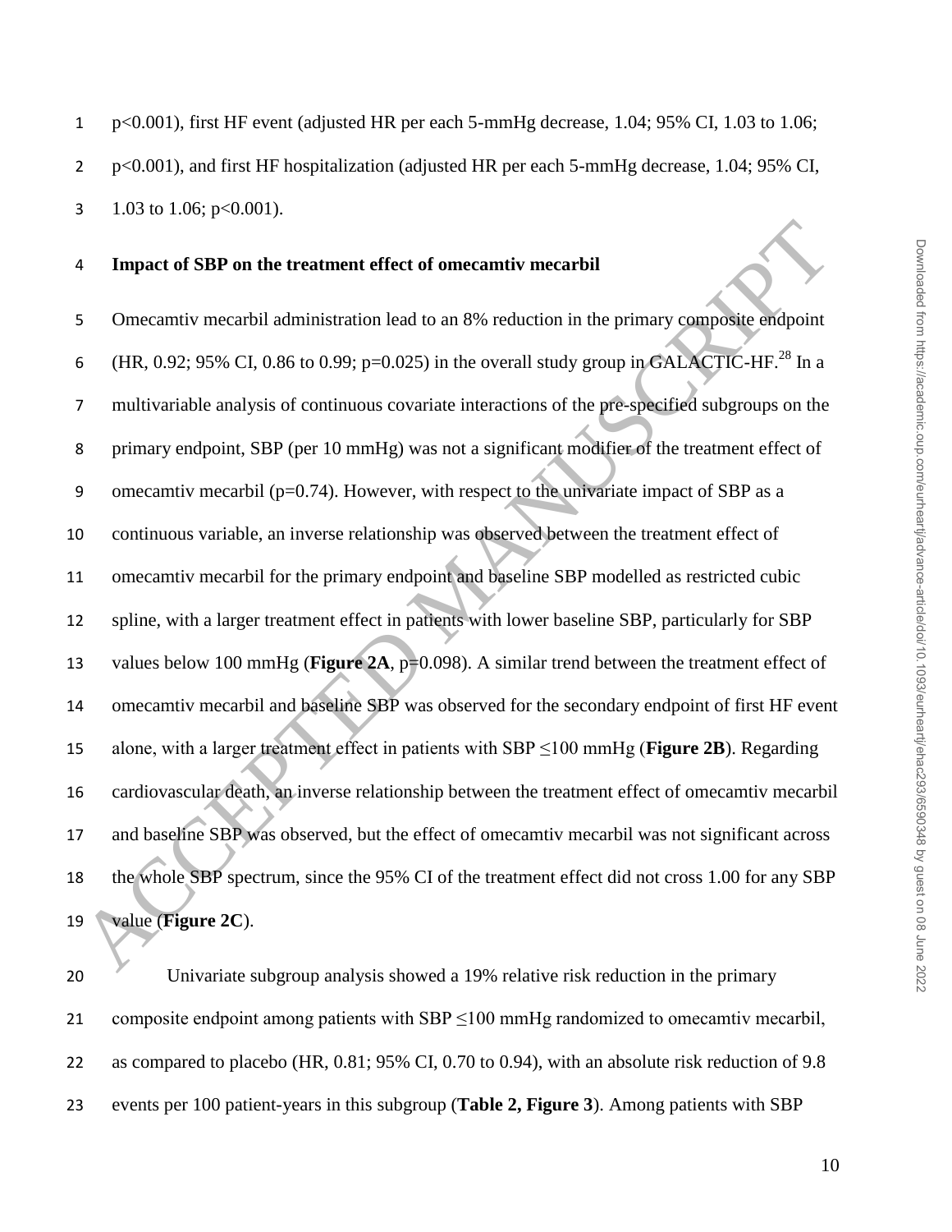p<0.001), first HF event (adjusted HR per each 5-mmHg decrease, 1.04; 95% CI, 1.03 to 1.06; p<0.001), and first HF hospitalization (adjusted HR per each 5-mmHg decrease, 1.04; 95% CI, 1.03 to 1.06; p<0.001).

**Impact of SBP on the treatment effect of omecamtiv mecarbil**

Omecamtiv mecarbil administration lead to an 8% reduction in the primary composite endpoint (HR, 0.92; 95% CI, 0.86 to 0.99; p=0.025) in the overall study group in GALACTIC-HF.[28] In a multivariable analysis of continuous covariate interactions of the pre-specified subgroups on the primary endpoint, SBP (per 10 mmHg) was not a significant modifier of the treatment effect of omecamtiv mecarbil (p=0.74). However, with respect to the univariate impact of SBP as a continuous variable, an inverse relationship was observed between the treatment effect of omecamtiv mecarbil for the primary endpoint and baseline SBP modelled as restricted cubic spline, with a larger treatment effect in patients with lower baseline SBP, particularly for SBP values below 100 mmHg (**Figure 2A**, p=0.098). A similar trend between the treatment effect of omecamtiv mecarbil and baseline SBP was observed for the secondary endpoint of first HF event alone, with a larger treatment effect in patients with SBP ≤100 mmHg (**Figure 2B**). Regarding cardiovascular death, an inverse relationship between the treatment effect of omecamtiv mecarbil and baseline SBP was observed, but the effect of omecamtiv mecarbil was not significant across the whole SBP spectrum, since the 95% CI of the treatment effect did not cross 1.00 for any SBP value (**Figure 2C**).

Univariate subgroup analysis showed a 19% relative risk reduction in the primary composite endpoint among patients with SBP ≤100 mmHg randomized to omecamtiv mecarbil, as compared to placebo (HR, 0.81; 95% CI, 0.70 to 0.94), with an absolute risk reduction of 9.8 events per 100 patient-years in this subgroup (**Table 2, Figure 3**). Among patients with SBP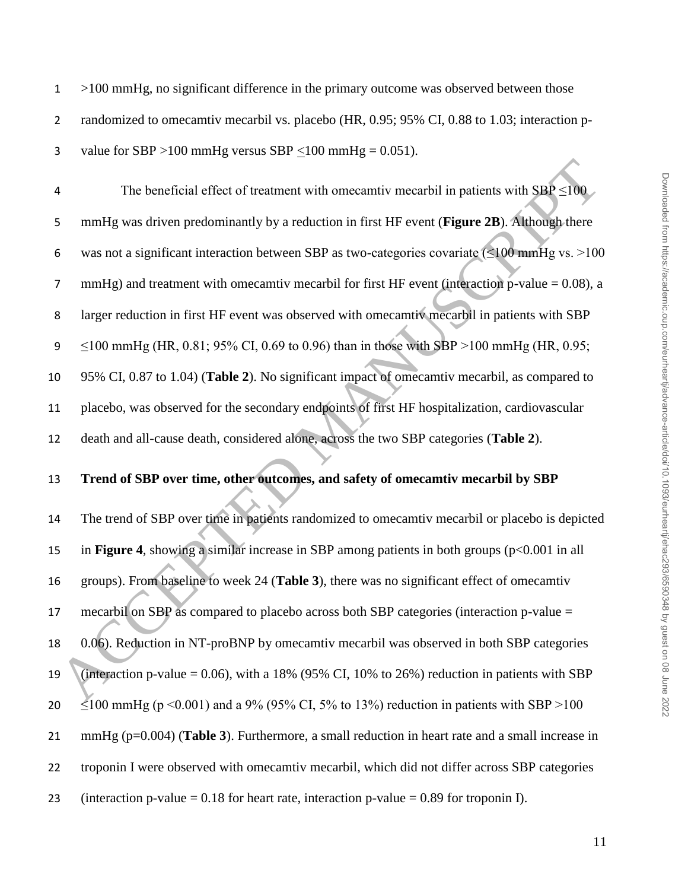>100 mmHg, no significant difference in the primary outcome was observed between those randomized to omecamtiv mecarbil vs. placebo (HR, 0.95; 95% CI, 0.88 to 1.03; interaction p-value for SBP >100 mmHg versus SBP ≤100 mmHg = 0.051).

The beneficial effect of treatment with omecamtiv mecarbil in patients with SBP ≤100 mmHg was driven predominantly by a reduction in first HF event (**Figure 2B**). Although there was not a significant interaction between SBP as two-categories covariate (≤100 mmHg vs. >100 mmHg) and treatment with omecamtiv mecarbil for first HF event (interaction p-value = 0.08), a larger reduction in first HF event was observed with omecamtiv mecarbil in patients with SBP ≤100 mmHg (HR, 0.81; 95% CI, 0.69 to 0.96) than in those with SBP >100 mmHg (HR, 0.95; 95% CI, 0.87 to 1.04) (**Table 2**). No significant impact of omecamtiv mecarbil, as compared to placebo, was observed for the secondary endpoints of first HF hospitalization, cardiovascular death and all-cause death, considered alone, across the two SBP categories (**Table 2**).

**Trend of SBP over time, other outcomes, and safety of omecamtiv mecarbil by SBP**

The trend of SBP over time in patients randomized to omecamtiv mecarbil or placebo is depicted in **Figure 4**, showing a similar increase in SBP among patients in both groups ($p<0.001$ in all groups). From baseline to week 24 (**Table 3**), there was no significant effect of omecamtiv mecarbil on SBP as compared to placebo across both SBP categories (interaction p-value = 0.06). Reduction in NT-proBNP by omecamtiv mecarbil was observed in both SBP categories (interaction p-value = 0.06), with a 18% (95% CI, 10% to 26%) reduction in patients with SBP ≤100 mmHg ($p<0.001$) and a 9% (95% CI, 5% to 13%) reduction in patients with SBP >100 mmHg ($p=0.004$) (**Table 3**). Furthermore, a small reduction in heart rate and a small increase in troponin I were observed with omecamtiv mecarbil, which did not differ across SBP categories (interaction p-value = 0.18 for heart rate, interaction p-value = 0.89 for troponin I).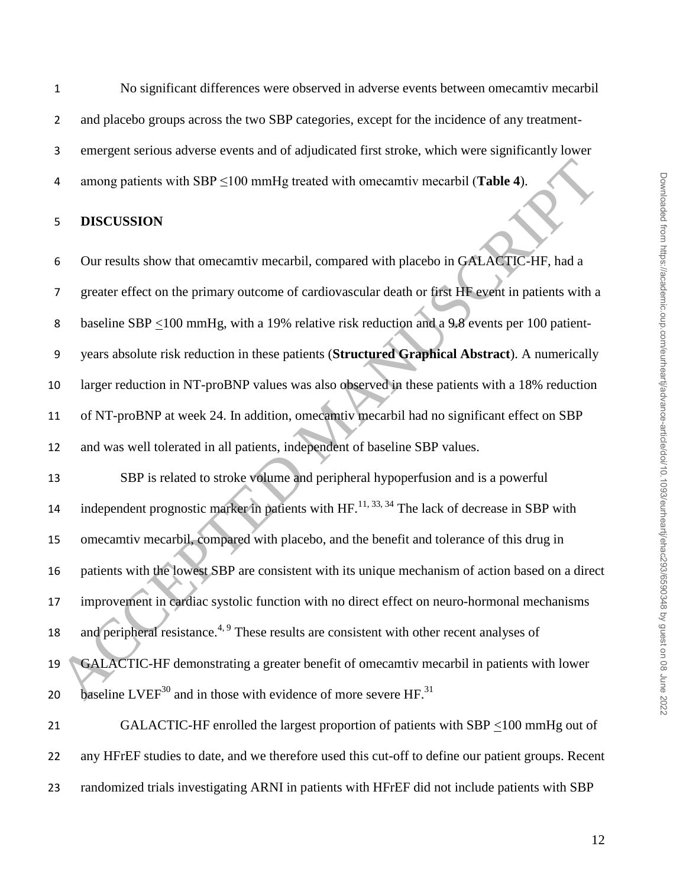No significant differences were observed in adverse events between omecamtiv mecarbil and placebo groups across the two SBP categories, except for the incidence of any treatment-emergent serious adverse events and of adjudicated first stroke, which were significantly lower among patients with SBP ≤100 mmHg treated with omecamtiv mecarbil (**Table 4**).

## DISCUSSION

Our results show that omecamtiv mecarbil, compared with placebo in GALACTIC-HF, had a greater effect on the primary outcome of cardiovascular death or first HF event in patients with a baseline SBP ≤100 mmHg, with a 19% relative risk reduction and a 9.8 events per 100 patient-years absolute risk reduction in these patients (**Structured Graphical Abstract**). A numerically larger reduction in NT-proBNP values was also observed in these patients with a 18% reduction of NT-proBNP at week 24. In addition, omecamtiv mecarbil had no significant effect on SBP and was well tolerated in all patients, independent of baseline SBP values.

SBP is related to stroke volume and peripheral hypoperfusion and is a powerful independent prognostic marker in patients with HF.[11, 33, 34] The lack of decrease in SBP with omecamtiv mecarbil, compared with placebo, and the benefit and tolerance of this drug in patients with the lowest SBP are consistent with its unique mechanism of action based on a direct improvement in cardiac systolic function with no direct effect on neuro-hormonal mechanisms and peripheral resistance.[4, 9] These results are consistent with other recent analyses of GALACTIC-HF demonstrating a greater benefit of omecamtiv mecarbil in patients with lower baseline LVEF[30] and in those with evidence of more severe HF.[31]

GALACTIC-HF enrolled the largest proportion of patients with SBP ≤100 mmHg out of any HFrEF studies to date, and we therefore used this cut-off to define our patient groups. Recent randomized trials investigating ARNI in patients with HFrEF did not include patients with SBP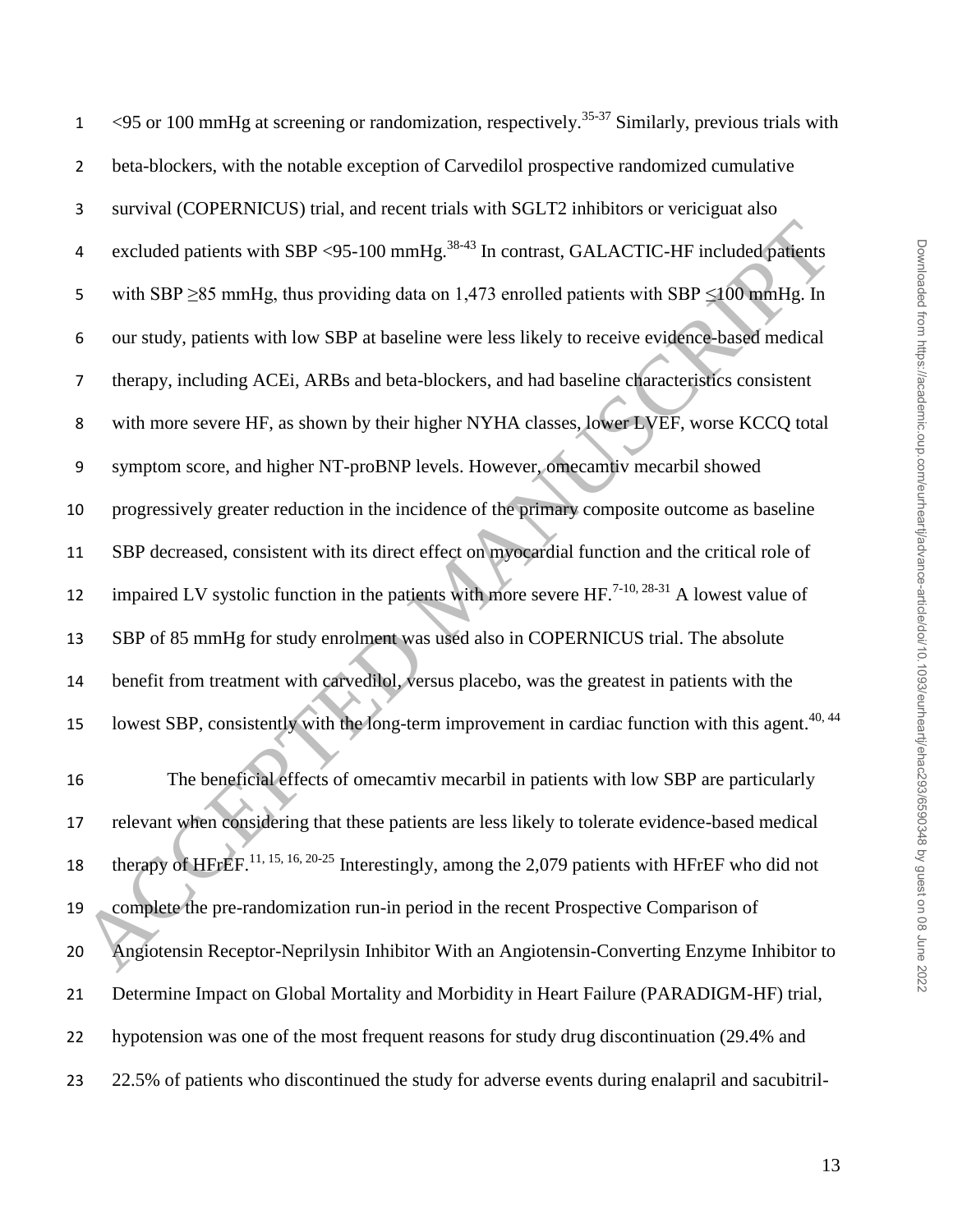<95 or 100 mmHg at screening or randomization, respectively.[35-37] Similarly, previous trials with beta-blockers, with the notable exception of Carvedilol prospective randomized cumulative survival (COPERNICUS) trial, and recent trials with SGLT2 inhibitors or vericiguat also excluded patients with SBP <95-100 mmHg.[38-43] In contrast, GALACTIC-HF included patients with SBP ≥85 mmHg, thus providing data on 1,473 enrolled patients with SBP ≤100 mmHg. In our study, patients with low SBP at baseline were less likely to receive evidence-based medical therapy, including ACEi, ARBs and beta-blockers, and had baseline characteristics consistent with more severe HF, as shown by their higher NYHA classes, lower LVEF, worse KCCQ total symptom score, and higher NT-proBNP levels. However, omecamtiv mecarbil showed progressively greater reduction in the incidence of the primary composite outcome as baseline SBP decreased, consistent with its direct effect on myocardial function and the critical role of impaired LV systolic function in the patients with more severe HF.[7-10, 28-31] A lowest value of SBP of 85 mmHg for study enrolment was used also in COPERNICUS trial. The absolute benefit from treatment with carvedilol, versus placebo, was the greatest in patients with the lowest SBP, consistently with the long-term improvement in cardiac function with this agent.[40, 44]

The beneficial effects of omecamtiv mecarbil in patients with low SBP are particularly relevant when considering that these patients are less likely to tolerate evidence-based medical therapy of HFrEF.[11, 15, 16, 20-25] Interestingly, among the 2,079 patients with HFrEF who did not complete the pre-randomization run-in period in the recent Prospective Comparison of Angiotensin Receptor-Neprilysin Inhibitor With an Angiotensin-Converting Enzyme Inhibitor to Determine Impact on Global Mortality and Morbidity in Heart Failure (PARADIGM-HF) trial, hypotension was one of the most frequent reasons for study drug discontinuation (29.4% and 22.5% of patients who discontinued the study for adverse events during enalapril and sacubitril-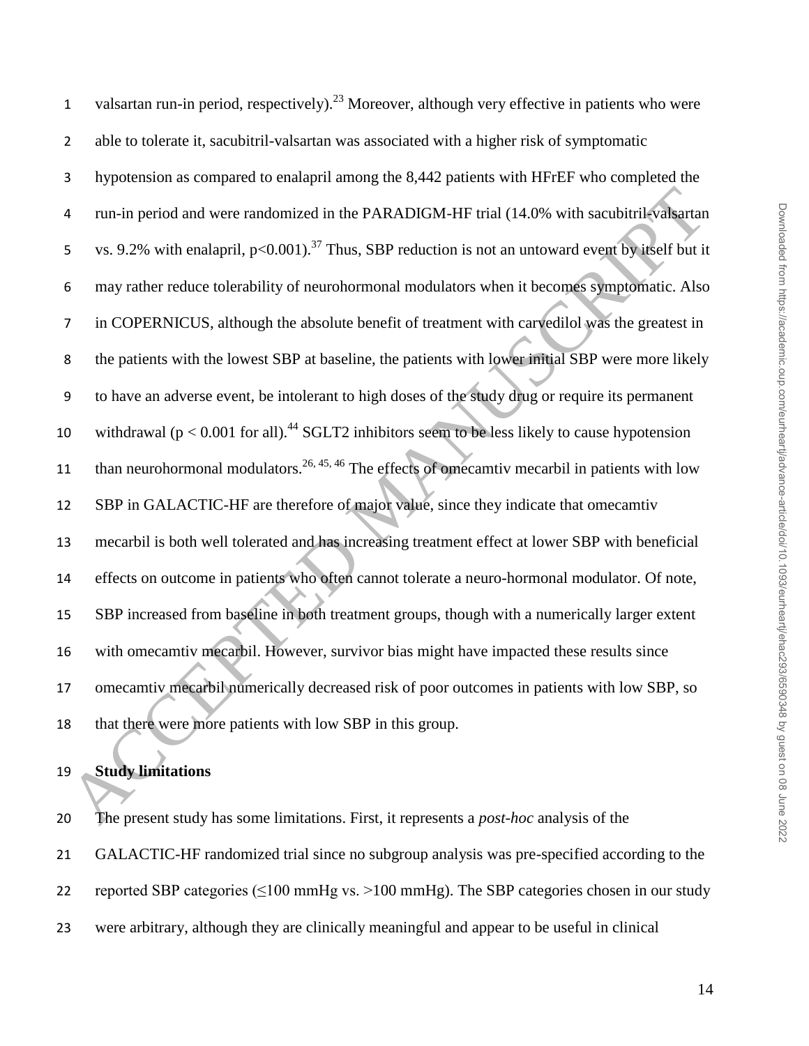valsartan run-in period, respectively).[23] Moreover, although very effective in patients who were able to tolerate it, sacubitril-valsartan was associated with a higher risk of symptomatic hypotension as compared to enalapril among the 8,442 patients with HFrEF who completed the run-in period and were randomized in the PARADIGM-HF trial (14.0% with sacubitril-valsartan vs. 9.2% with enalapril, $p<0.001$).[37] Thus, SBP reduction is not an untoward event by itself but it may rather reduce tolerability of neurohormonal modulators when it becomes symptomatic. Also in COPERNICUS, although the absolute benefit of treatment with carvedilol was the greatest in the patients with the lowest SBP at baseline, the patients with lower initial SBP were more likely to have an adverse event, be intolerant to high doses of the study drug or require its permanent withdrawal ($p < 0.001$ for all).[44] SGLT2 inhibitors seem to be less likely to cause hypotension than neurohormonal modulators.[26, 45, 46] The effects of omecamtiv mecarbil in patients with low SBP in GALACTIC-HF are therefore of major value, since they indicate that omecamtiv mecarbil is both well tolerated and has increasing treatment effect at lower SBP with beneficial effects on outcome in patients who often cannot tolerate a neuro-hormonal modulator. Of note, SBP increased from baseline in both treatment groups, though with a numerically larger extent with omecamtiv mecarbil. However, survivor bias might have impacted these results since omecamtiv mecarbil numerically decreased risk of poor outcomes in patients with low SBP, so that there were more patients with low SBP in this group.

## Study limitations

The present study has some limitations. First, it represents a *post-hoc* analysis of the GALACTIC-HF randomized trial since no subgroup analysis was pre-specified according to the reported SBP categories (≤100 mmHg vs. >100 mmHg). The SBP categories chosen in our study were arbitrary, although they are clinically meaningful and appear to be useful in clinical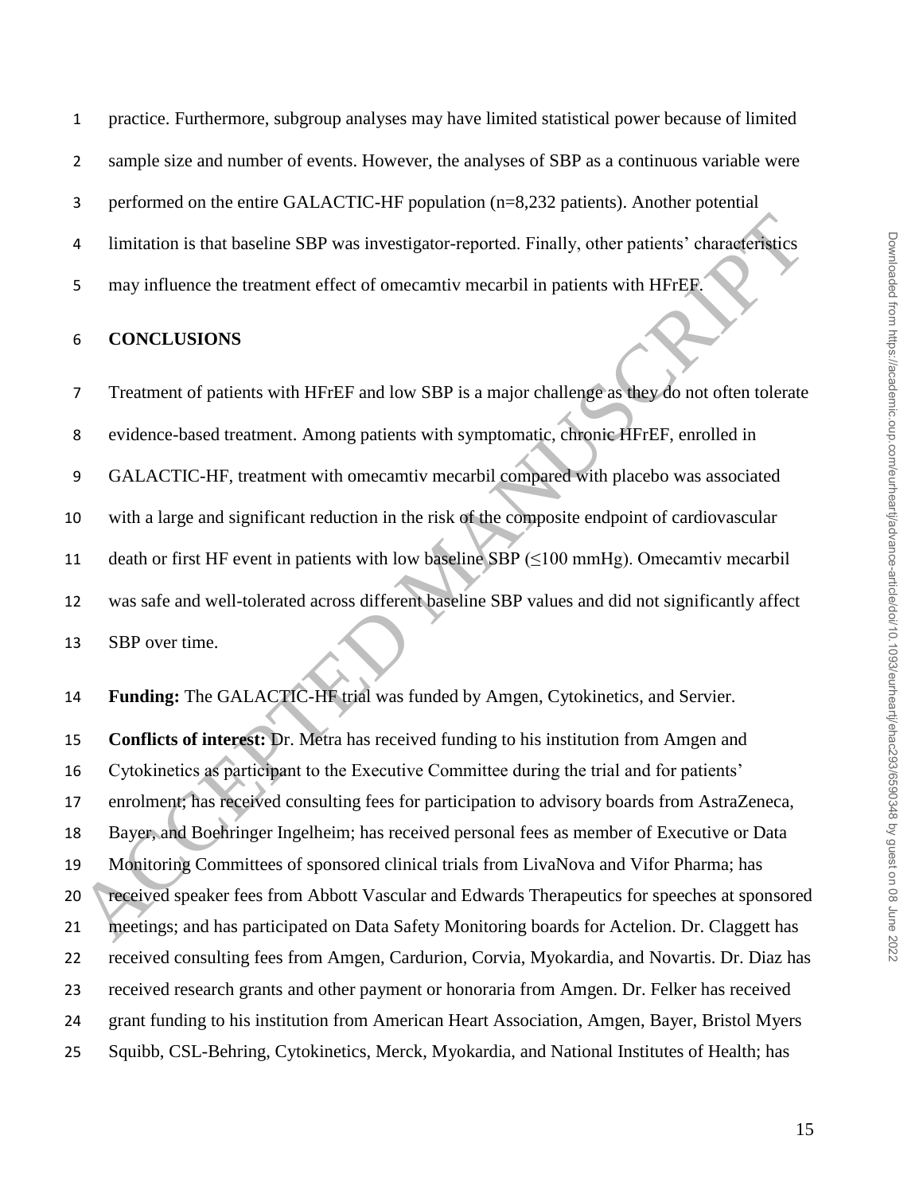practice. Furthermore, subgroup analyses may have limited statistical power because of limited sample size and number of events. However, the analyses of SBP as a continuous variable were performed on the entire GALACTIC-HF population (n=8,232 patients). Another potential limitation is that baseline SBP was investigator-reported. Finally, other patients' characteristics may influence the treatment effect of omecamtiv mecarbil in patients with HFrEF.

## CONCLUSIONS

Treatment of patients with HFrEF and low SBP is a major challenge as they do not often tolerate evidence-based treatment. Among patients with symptomatic, chronic HFrEF, enrolled in GALACTIC-HF, treatment with omecamtiv mecarbil compared with placebo was associated with a large and significant reduction in the risk of the composite endpoint of cardiovascular death or first HF event in patients with low baseline SBP (≤100 mmHg). Omecamtiv mecarbil was safe and well-tolerated across different baseline SBP values and did not significantly affect SBP over time.

**Funding:** The GALACTIC-HF trial was funded by Amgen, Cytokinetics, and Servier.

**Conflicts of interest:** Dr. Metra has received funding to his institution from Amgen and Cytokinetics as participant to the Executive Committee during the trial and for patients' enrolment; has received consulting fees for participation to advisory boards from AstraZeneca, Bayer, and Boehringer Ingelheim; has received personal fees as member of Executive or Data Monitoring Committees of sponsored clinical trials from LivaNova and Vifor Pharma; has received speaker fees from Abbott Vascular and Edwards Therapeutics for speeches at sponsored meetings; and has participated on Data Safety Monitoring boards for Actelion. Dr. Claggett has received consulting fees from Amgen, Cardurion, Corvia, Myokardia, and Novartis. Dr. Diaz has received research grants and other payment or honoraria from Amgen. Dr. Felker has received grant funding to his institution from American Heart Association, Amgen, Bayer, Bristol Myers Squibb, CSL-Behring, Cytokinetics, Merck, Myokardia, and National Institutes of Health; has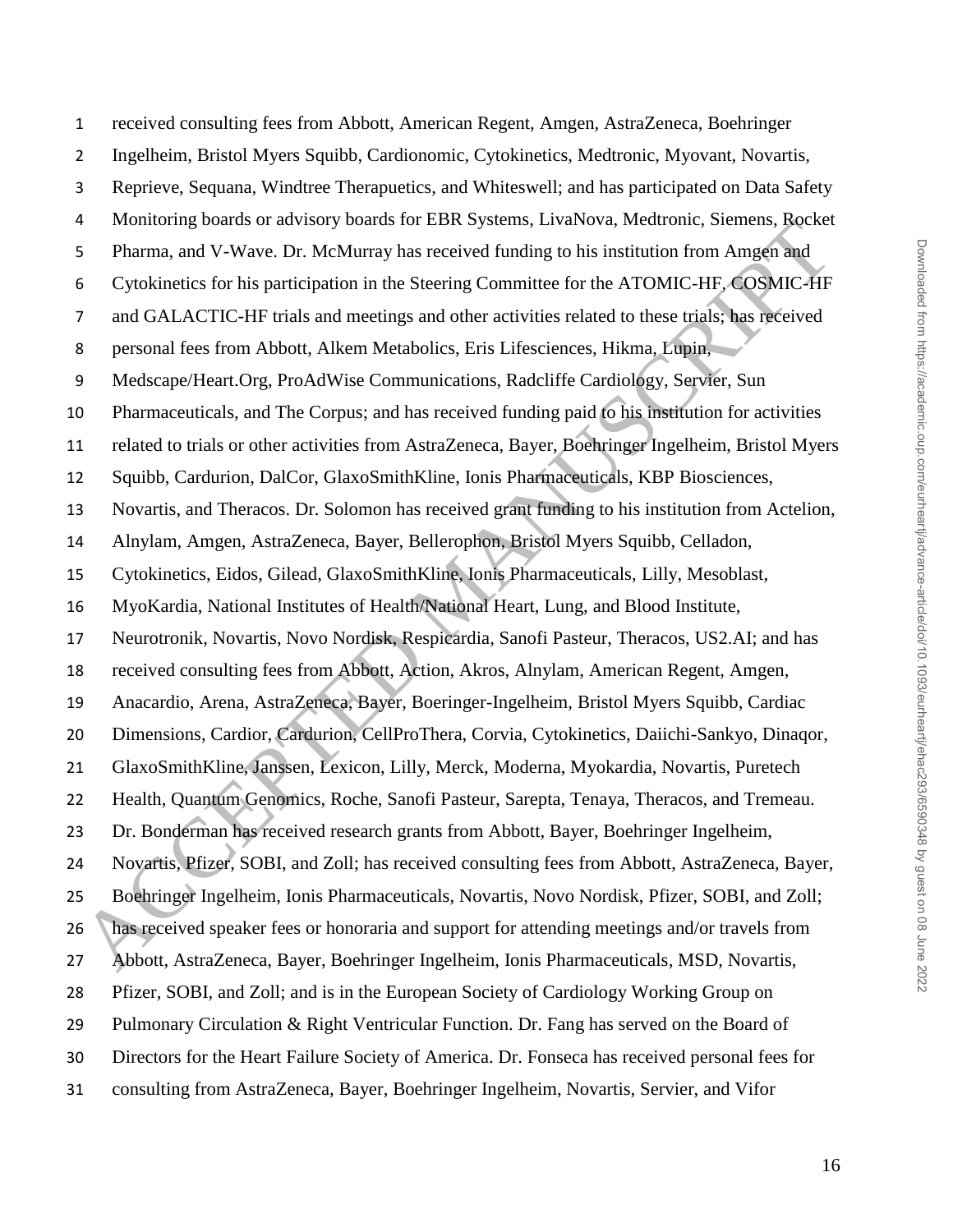received consulting fees from Abbott, American Regent, Amgen, AstraZeneca, Boehringer Ingelheim, Bristol Myers Squibb, Cardionomic, Cytokinetics, Medtronic, Myovant, Novartis, Reprieve, Sequana, Windtree Therapuetics, and Whiteswell; and has participated on Data Safety Monitoring boards or advisory boards for EBR Systems, LivaNova, Medtronic, Siemens, Rocket Pharma, and V-Wave. Dr. McMurray has received funding to his institution from Amgen and Cytokinetics for his participation in the Steering Committee for the ATOMIC-HF, COSMIC-HF and GALACTIC-HF trials and meetings and other activities related to these trials; has received personal fees from Abbott, Alkem Metabolics, Eris Lifesciences, Hikma, Lupin, Medscape/Heart.Org, ProAdWise Communications, Radcliffe Cardiology, Servier, Sun Pharmaceuticals, and The Corpus; and has received funding paid to his institution for activities related to trials or other activities from AstraZeneca, Bayer, Boehringer Ingelheim, Bristol Myers Squibb, Cardurion, DalCor, GlaxoSmithKline, Ionis Pharmaceuticals, KBP Biosciences, Novartis, and Theracos. Dr. Solomon has received grant funding to his institution from Actelion, Alnylam, Amgen, AstraZeneca, Bayer, Bellerophon, Bristol Myers Squibb, Celladon, Cytokinetics, Eidos, Gilead, GlaxoSmithKline, Ionis Pharmaceuticals, Lilly, Mesoblast, MyoKardia, National Institutes of Health/National Heart, Lung, and Blood Institute, Neurotronik, Novartis, Novo Nordisk, Respicardia, Sanofi Pasteur, Theracos, US2.AI; and has received consulting fees from Abbott, Action, Akros, Alnylam, American Regent, Amgen, Anacardio, Arena, AstraZeneca, Bayer, Boeringer-Ingelheim, Bristol Myers Squibb, Cardiac Dimensions, Cardior, Cardurion, CellProThera, Corvia, Cytokinetics, Daiichi-Sankyo, Dinaqor, GlaxoSmithKline, Janssen, Lexicon, Lilly, Merck, Moderna, Myokardia, Novartis, Puretech Health, Quantum Genomics, Roche, Sanofi Pasteur, Sarepta, Tenaya, Theracos, and Tremeau. Dr. Bonderman has received research grants from Abbott, Bayer, Boehringer Ingelheim, Novartis, Pfizer, SOBI, and Zoll; has received consulting fees from Abbott, AstraZeneca, Bayer, Boehringer Ingelheim, Ionis Pharmaceuticals, Novartis, Novo Nordisk, Pfizer, SOBI, and Zoll; has received speaker fees or honoraria and support for attending meetings and/or travels from Abbott, AstraZeneca, Bayer, Boehringer Ingelheim, Ionis Pharmaceuticals, MSD, Novartis, Pfizer, SOBI, and Zoll; and is in the European Society of Cardiology Working Group on Pulmonary Circulation & Right Ventricular Function. Dr. Fang has served on the Board of Directors for the Heart Failure Society of America. Dr. Fonseca has received personal fees for consulting from AstraZeneca, Bayer, Boehringer Ingelheim, Novartis, Servier, and Vifor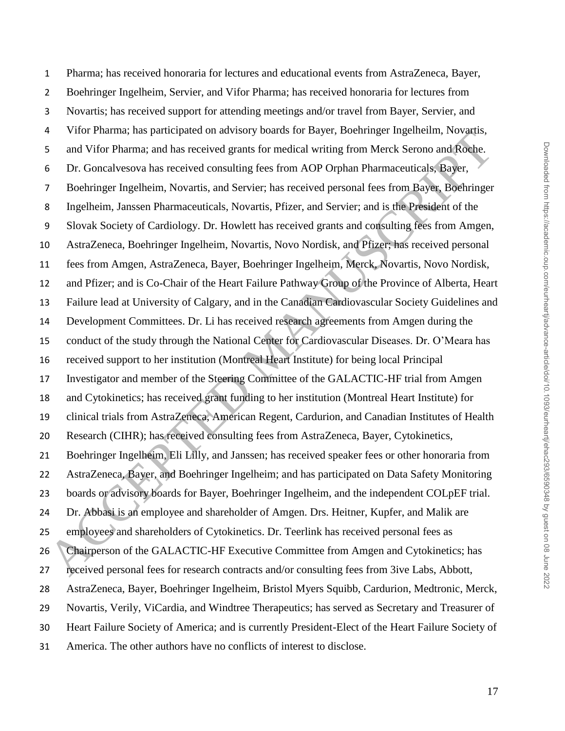Pharma; has received honoraria for lectures and educational events from AstraZeneca, Bayer, Boehringer Ingelheim, Servier, and Vifor Pharma; has received honoraria for lectures from Novartis; has received support for attending meetings and/or travel from Bayer, Servier, and Vifor Pharma; has participated on advisory boards for Bayer, Boehringer Ingelheilm, Novartis, and Vifor Pharma; and has received grants for medical writing from Merck Serono and Roche. Dr. Goncalvesova has received consulting fees from AOP Orphan Pharmaceuticals, Bayer, Boehringer Ingelheim, Novartis, and Servier; has received personal fees from Bayer, Boehringer Ingelheim, Janssen Pharmaceuticals, Novartis, Pfizer, and Servier; and is the President of the Slovak Society of Cardiology. Dr. Howlett has received grants and consulting fees from Amgen, AstraZeneca, Boehringer Ingelheim, Novartis, Novo Nordisk, and Pfizer; has received personal fees from Amgen, AstraZeneca, Bayer, Boehringer Ingelheim, Merck, Novartis, Novo Nordisk, and Pfizer; and is Co-Chair of the Heart Failure Pathway Group of the Province of Alberta, Heart Failure lead at University of Calgary, and in the Canadian Cardiovascular Society Guidelines and Development Committees. Dr. Li has received research agreements from Amgen during the conduct of the study through the National Center for Cardiovascular Diseases. Dr. O'Meara has received support to her institution (Montreal Heart Institute) for being local Principal Investigator and member of the Steering Committee of the GALACTIC-HF trial from Amgen and Cytokinetics; has received grant funding to her institution (Montreal Heart Institute) for clinical trials from AstraZeneca, American Regent, Cardurion, and Canadian Institutes of Health Research (CIHR); has received consulting fees from AstraZeneca, Bayer, Cytokinetics, Boehringer Ingelheim, Eli Lilly, and Janssen; has received speaker fees or other honoraria from AstraZeneca, Bayer, and Boehringer Ingelheim; and has participated on Data Safety Monitoring boards or advisory boards for Bayer, Boehringer Ingelheim, and the independent COLpEF trial. Dr. Abbasi is an employee and shareholder of Amgen. Drs. Heitner, Kupfer, and Malik are employees and shareholders of Cytokinetics. Dr. Teerlink has received personal fees as Chairperson of the GALACTIC-HF Executive Committee from Amgen and Cytokinetics; has received personal fees for research contracts and/or consulting fees from 3ive Labs, Abbott, AstraZeneca, Bayer, Boehringer Ingelheim, Bristol Myers Squibb, Cardurion, Medtronic, Merck, Novartis, Verily, ViCardia, and Windtree Therapeutics; has served as Secretary and Treasurer of Heart Failure Society of America; and is currently President-Elect of the Heart Failure Society of America. The other authors have no conflicts of interest to disclose.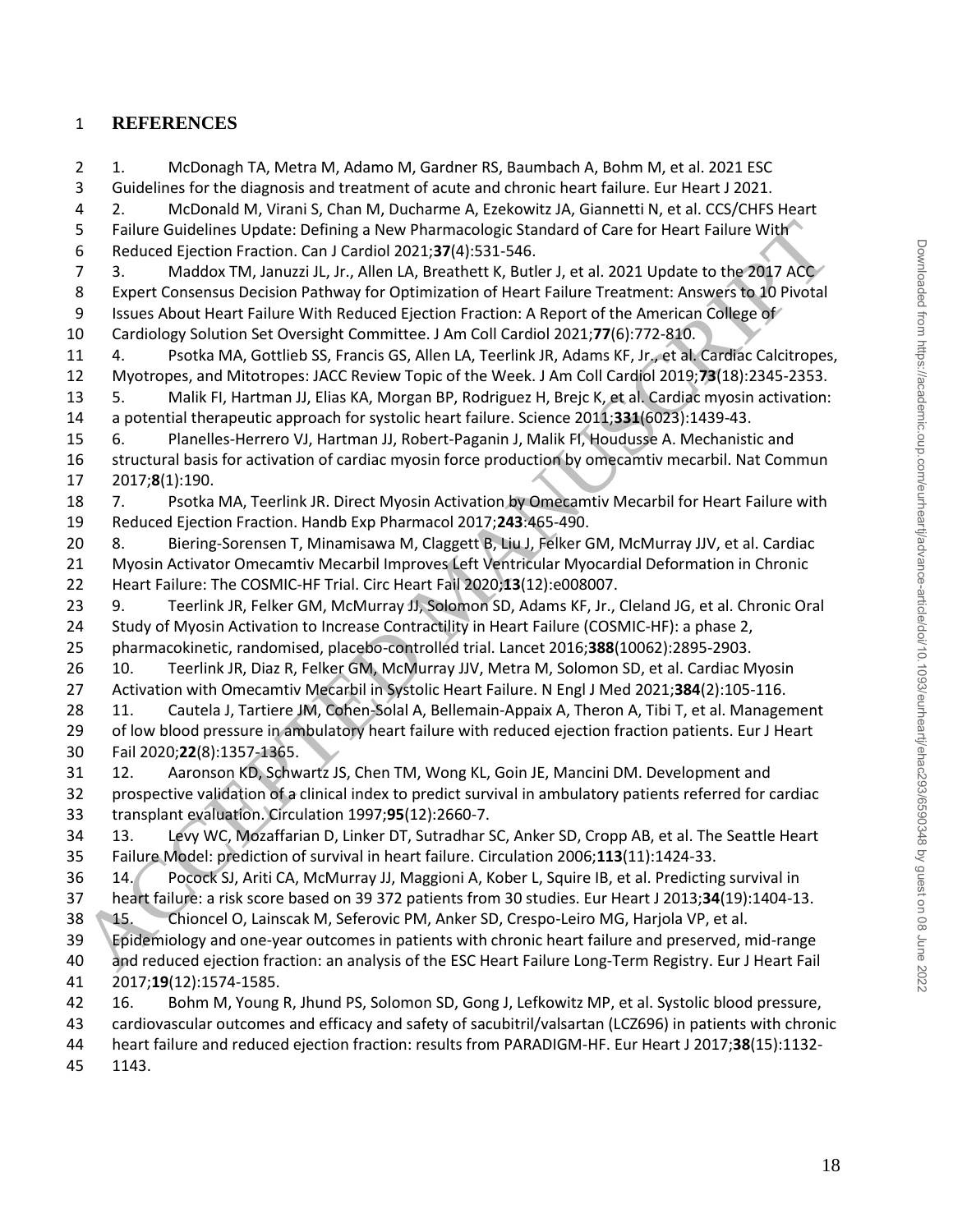# REFERENCES

1. McDonagh TA, Metra M, Adamo M, Gardner RS, Baumbach A, Bohm M, et al. 2021 ESC Guidelines for the diagnosis and treatment of acute and chronic heart failure. Eur Heart J 2021.
2. McDonald M, Virani S, Chan M, Ducharme A, Ezekowitz JA, Giannetti N, et al. CCS/CHFS Heart Failure Guidelines Update: Defining a New Pharmacologic Standard of Care for Heart Failure With Reduced Ejection Fraction. Can J Cardiol 2021;**37**(4):531-546.
3. Maddox TM, Januzzi JL, Jr., Allen LA, Breathett K, Butler J, et al. 2021 Update to the 2017 ACC Expert Consensus Decision Pathway for Optimization of Heart Failure Treatment: Answers to 10 Pivotal Issues About Heart Failure With Reduced Ejection Fraction: A Report of the American College of Cardiology Solution Set Oversight Committee. J Am Coll Cardiol 2021;**77**(6):772-810.
4. Psotka MA, Gottlieb SS, Francis GS, Allen LA, Teerlink JR, Adams KF, Jr., et al. Cardiac Calcitropes, Myotropes, and Mitotropes: JACC Review Topic of the Week. J Am Coll Cardiol 2019;**73**(18):2345-2353.
5. Malik FI, Hartman JJ, Elias KA, Morgan BP, Rodriguez H, Brejc K, et al. Cardiac myosin activation: a potential therapeutic approach for systolic heart failure. Science 2011;**331**(6023):1439-43.
6. Planelles-Herrero VJ, Hartman JJ, Robert-Paganin J, Malik FI, Houdusse A. Mechanistic and structural basis for activation of cardiac myosin force production by omecamtiv mecarbil. Nat Commun 2017;**8**(1):190.
7. Psotka MA, Teerlink JR. Direct Myosin Activation by Omecamtiv Mecarbil for Heart Failure with Reduced Ejection Fraction. Handb Exp Pharmacol 2017;**243**:465-490.
8. Biering-Sorensen T, Minamisawa M, Claggett B, Liu J, Felker GM, McMurray JJV, et al. Cardiac Myosin Activator Omecamtiv Mecarbil Improves Left Ventricular Myocardial Deformation in Chronic Heart Failure: The COSMIC-HF Trial. Circ Heart Fail 2020;**13**(12):e008007.
9. Teerlink JR, Felker GM, McMurray JJ, Solomon SD, Adams KF, Jr., Cleland JG, et al. Chronic Oral Study of Myosin Activation to Increase Contractility in Heart Failure (COSMIC-HF): a phase 2, pharmacokinetic, randomised, placebo-controlled trial. Lancet 2016;**388**(10062):2895-2903.
10. Teerlink JR, Diaz R, Felker GM, McMurray JJV, Metra M, Solomon SD, et al. Cardiac Myosin Activation with Omecamtiv Mecarbil in Systolic Heart Failure. N Engl J Med 2021;**384**(2):105-116.
11. Cautela J, Tartiere JM, Cohen-Solal A, Bellemain-Appaix A, Theron A, Tibi T, et al. Management of low blood pressure in ambulatory heart failure with reduced ejection fraction patients. Eur J Heart Fail 2020;**22**(8):1357-1365.
12. Aaronson KD, Schwartz JS, Chen TM, Wong KL, Goin JE, Mancini DM. Development and prospective validation of a clinical index to predict survival in ambulatory patients referred for cardiac transplant evaluation. Circulation 1997;**95**(12):2660-7.
13. Levy WC, Mozaffarian D, Linker DT, Sutradhar SC, Anker SD, Cropp AB, et al. The Seattle Heart Failure Model: prediction of survival in heart failure. Circulation 2006;**113**(11):1424-33.
14. Pocock SJ, Ariti CA, McMurray JJ, Maggioni A, Kober L, Squire IB, et al. Predicting survival in heart failure: a risk score based on 39 372 patients from 30 studies. Eur Heart J 2013;**34**(19):1404-13.
15. Chioncel O, Lainscak M, Seferovic PM, Anker SD, Crespo-Leiro MG, Harjola VP, et al. Epidemiology and one-year outcomes in patients with chronic heart failure and preserved, mid-range and reduced ejection fraction: an analysis of the ESC Heart Failure Long-Term Registry. Eur J Heart Fail 2017;**19**(12):1574-1585.
16. Bohm M, Young R, Jhund PS, Solomon SD, Gong J, Lefkowitz MP, et al. Systolic blood pressure, cardiovascular outcomes and efficacy and safety of sacubitril/valsartan (LCZ696) in patients with chronic heart failure and reduced ejection fraction: results from PARADIGM-HF. Eur Heart J 2017;**38**(15):1132-1143.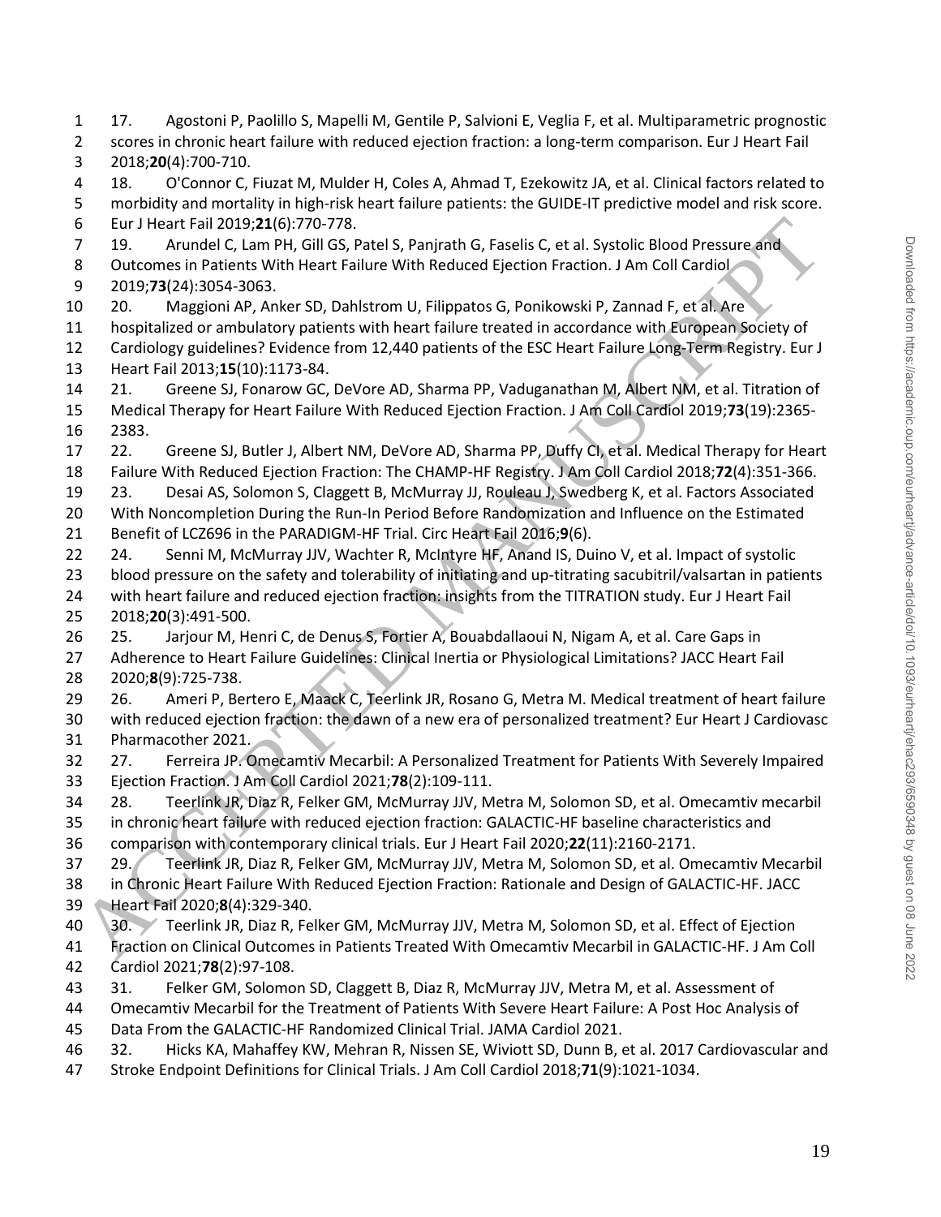17. Agostoni P, Paolillo S, Mapelli M, Gentile P, Salvioni E, Veglia F, et al. Multiparametric prognostic scores in chronic heart failure with reduced ejection fraction: a long-term comparison. Eur J Heart Fail 2018;**20**(4):700-710.

18. O'Connor C, Fiuzat M, Mulder H, Coles A, Ahmad T, Ezekowitz JA, et al. Clinical factors related to morbidity and mortality in high-risk heart failure patients: the GUIDE-IT predictive model and risk score. Eur J Heart Fail 2019;**21**(6):770-778.

19. Arundel C, Lam PH, Gill GS, Patel S, Panjrath G, Faselis C, et al. Systolic Blood Pressure and Outcomes in Patients With Heart Failure With Reduced Ejection Fraction. J Am Coll Cardiol 2019;**73**(24):3054-3063.

20. Maggioni AP, Anker SD, Dahlstrom U, Filippatos G, Ponikowski P, Zannad F, et al. Are hospitalized or ambulatory patients with heart failure treated in accordance with European Society of Cardiology guidelines? Evidence from 12,440 patients of the ESC Heart Failure Long-Term Registry. Eur J Heart Fail 2013;**15**(10):1173-84.

21. Greene SJ, Fonarow GC, DeVore AD, Sharma PP, Vaduganathan M, Albert NM, et al. Titration of Medical Therapy for Heart Failure With Reduced Ejection Fraction. J Am Coll Cardiol 2019;**73**(19):2365-2383.

22. Greene SJ, Butler J, Albert NM, DeVore AD, Sharma PP, Duffy CI, et al. Medical Therapy for Heart Failure With Reduced Ejection Fraction: The CHAMP-HF Registry. J Am Coll Cardiol 2018;**72**(4):351-366.

23. Desai AS, Solomon S, Claggett B, McMurray JJ, Rouleau J, Swedberg K, et al. Factors Associated With Noncompletion During the Run-In Period Before Randomization and Influence on the Estimated Benefit of LCZ696 in the PARADIGM-HF Trial. Circ Heart Fail 2016;**9**(6).

24. Senni M, McMurray JJV, Wachter R, McIntyre HF, Anand IS, Duino V, et al. Impact of systolic blood pressure on the safety and tolerability of initiating and up-titrating sacubitril/valsartan in patients with heart failure and reduced ejection fraction: insights from the TITRATION study. Eur J Heart Fail 2018;**20**(3):491-500.

25. Jarjour M, Henri C, de Denus S, Fortier A, Bouabdallaoui N, Nigam A, et al. Care Gaps in Adherence to Heart Failure Guidelines: Clinical Inertia or Physiological Limitations? JACC Heart Fail 2020;**8**(9):725-738.

26. Ameri P, Bertero E, Maack C, Teerlink JR, Rosano G, Metra M. Medical treatment of heart failure with reduced ejection fraction: the dawn of a new era of personalized treatment? Eur Heart J Cardiovasc Pharmacother 2021.

27. Ferreira JP. Omecamtiv Mecarbil: A Personalized Treatment for Patients With Severely Impaired Ejection Fraction. J Am Coll Cardiol 2021;**78**(2):109-111.

28. Teerlink JR, Diaz R, Felker GM, McMurray JJV, Metra M, Solomon SD, et al. Omecamtiv mecarbil in chronic heart failure with reduced ejection fraction: GALACTIC-HF baseline characteristics and comparison with contemporary clinical trials. Eur J Heart Fail 2020;**22**(11):2160-2171.

29. Teerlink JR, Diaz R, Felker GM, McMurray JJV, Metra M, Solomon SD, et al. Omecamtiv Mecarbil in Chronic Heart Failure With Reduced Ejection Fraction: Rationale and Design of GALACTIC-HF. JACC Heart Fail 2020;**8**(4):329-340.

30. Teerlink JR, Diaz R, Felker GM, McMurray JJV, Metra M, Solomon SD, et al. Effect of Ejection Fraction on Clinical Outcomes in Patients Treated With Omecamtiv Mecarbil in GALACTIC-HF. J Am Coll Cardiol 2021;**78**(2):97-108.

31. Felker GM, Solomon SD, Claggett B, Diaz R, McMurray JJV, Metra M, et al. Assessment of Omecamtiv Mecarbil for the Treatment of Patients With Severe Heart Failure: A Post Hoc Analysis of Data From the GALACTIC-HF Randomized Clinical Trial. JAMA Cardiol 2021.

32. Hicks KA, Mahaffey KW, Mehran R, Nissen SE, Wiviott SD, Dunn B, et al. 2017 Cardiovascular and Stroke Endpoint Definitions for Clinical Trials. J Am Coll Cardiol 2018;**71**(9):1021-1034.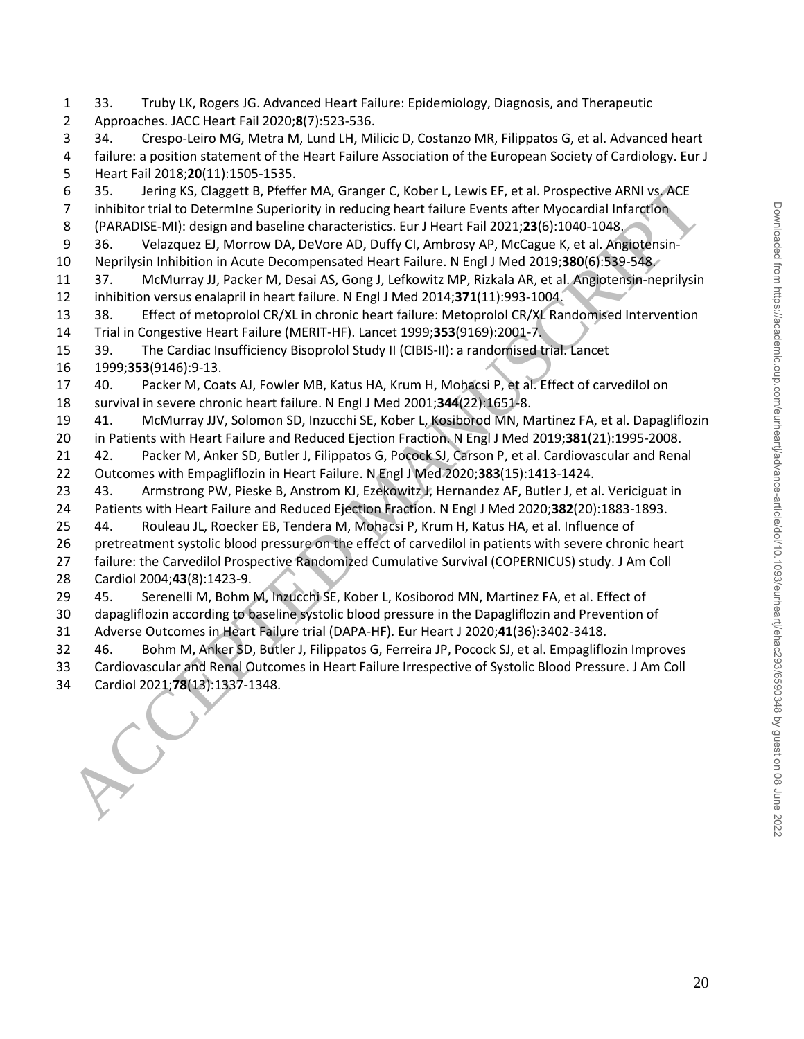33. Truby LK, Rogers JG. Advanced Heart Failure: Epidemiology, Diagnosis, and Therapeutic Approaches. JACC Heart Fail 2020;**8**(7):523-536.

34. Crespo-Leiro MG, Metra M, Lund LH, Milicic D, Costanzo MR, Filippatos G, et al. Advanced heart failure: a position statement of the Heart Failure Association of the European Society of Cardiology. Eur J Heart Fail 2018;**20**(11):1505-1535.

35. Jering KS, Claggett B, Pfeffer MA, Granger C, Kober L, Lewis EF, et al. Prospective ARNI vs. ACE inhibitor trial to DetermIne Superiority in reducing heart failure Events after Myocardial Infarction (PARADISE-MI): design and baseline characteristics. Eur J Heart Fail 2021;**23**(6):1040-1048.

36. Velazquez EJ, Morrow DA, DeVore AD, Duffy CI, Ambrosy AP, McCague K, et al. Angiotensin-Neprilysin Inhibition in Acute Decompensated Heart Failure. N Engl J Med 2019;**380**(6):539-548.

37. McMurray JJ, Packer M, Desai AS, Gong J, Lefkowitz MP, Rizkala AR, et al. Angiotensin-neprilysin inhibition versus enalapril in heart failure. N Engl J Med 2014;**371**(11):993-1004.

38. Effect of metoprolol CR/XL in chronic heart failure: Metoprolol CR/XL Randomised Intervention Trial in Congestive Heart Failure (MERIT-HF). Lancet 1999;**353**(9169):2001-7.

39. The Cardiac Insufficiency Bisoprolol Study II (CIBIS-II): a randomised trial. Lancet 1999;**353**(9146):9-13.

40. Packer M, Coats AJ, Fowler MB, Katus HA, Krum H, Mohacsi P, et al. Effect of carvedilol on survival in severe chronic heart failure. N Engl J Med 2001;**344**(22):1651-8.

41. McMurray JJV, Solomon SD, Inzucchi SE, Kober L, Kosiborod MN, Martinez FA, et al. Dapagliflozin in Patients with Heart Failure and Reduced Ejection Fraction. N Engl J Med 2019;**381**(21):1995-2008.

42. Packer M, Anker SD, Butler J, Filippatos G, Pocock SJ, Carson P, et al. Cardiovascular and Renal Outcomes with Empagliflozin in Heart Failure. N Engl J Med 2020;**383**(15):1413-1424.

43. Armstrong PW, Pieske B, Anstrom KJ, Ezekowitz J, Hernandez AF, Butler J, et al. Vericiguat in Patients with Heart Failure and Reduced Ejection Fraction. N Engl J Med 2020;**382**(20):1883-1893.

44. Rouleau JL, Roecker EB, Tendera M, Mohacsi P, Krum H, Katus HA, et al. Influence of pretreatment systolic blood pressure on the effect of carvedilol in patients with severe chronic heart failure: the Carvedilol Prospective Randomized Cumulative Survival (COPERNICUS) study. J Am Coll Cardiol 2004;**43**(8):1423-9.

45. Serenelli M, Bohm M, Inzucchi SE, Kober L, Kosiborod MN, Martinez FA, et al. Effect of dapagliflozin according to baseline systolic blood pressure in the Dapagliflozin and Prevention of Adverse Outcomes in Heart Failure trial (DAPA-HF). Eur Heart J 2020;**41**(36):3402-3418.

46. Bohm M, Anker SD, Butler J, Filippatos G, Ferreira JP, Pocock SJ, et al. Empagliflozin Improves Cardiovascular and Renal Outcomes in Heart Failure Irrespective of Systolic Blood Pressure. J Am Coll Cardiol 2021;**78**(13):1337-1348.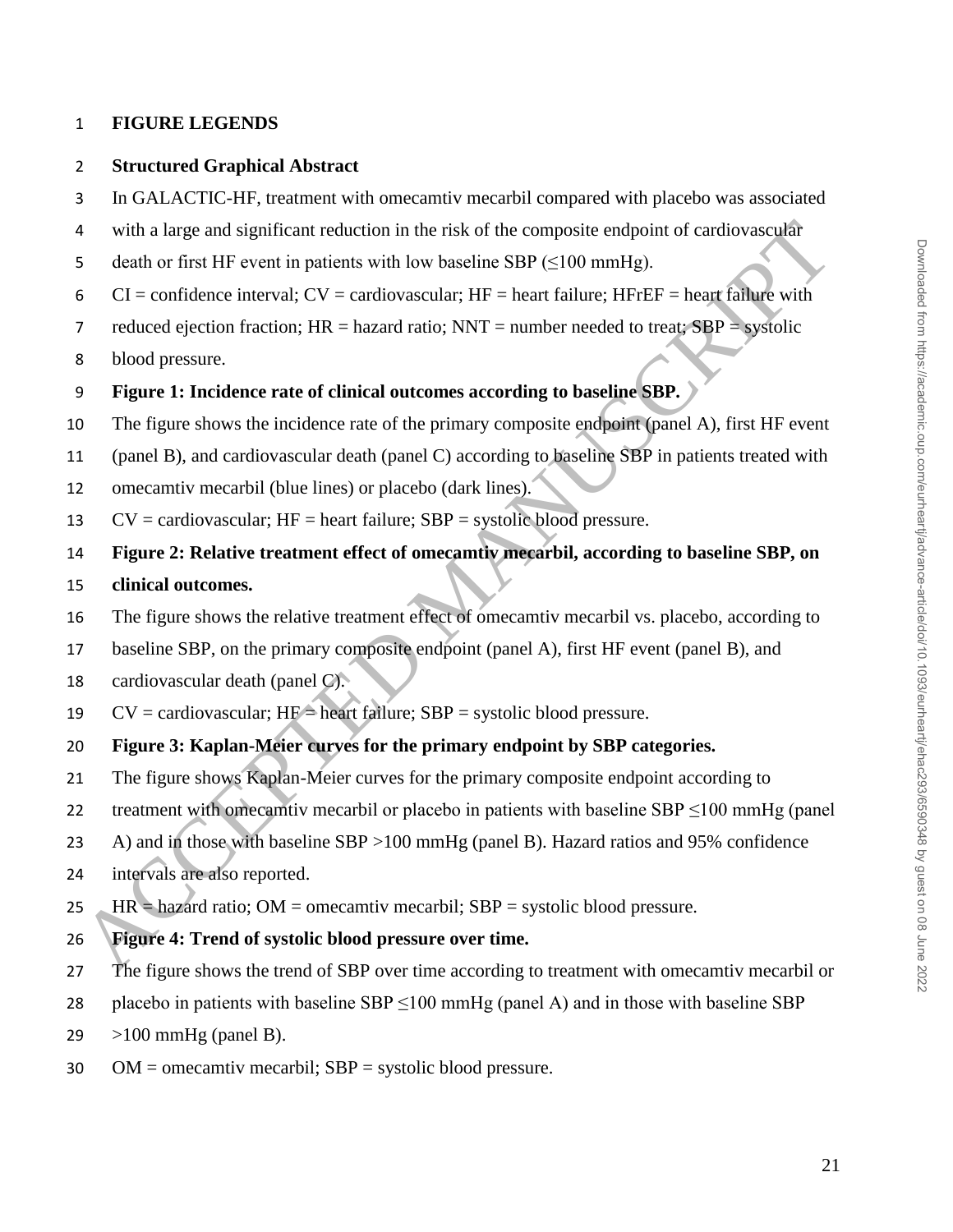# FIGURE LEGENDS

## Structured Graphical Abstract

In GALACTIC-HF, treatment with omecamtiv mecarbil compared with placebo was associated with a large and significant reduction in the risk of the composite endpoint of cardiovascular death or first HF event in patients with low baseline SBP (≤100 mmHg).

CI = confidence interval; CV = cardiovascular; HF = heart failure; HFrEF = heart failure with reduced ejection fraction; HR = hazard ratio; NNT = number needed to treat; SBP = systolic blood pressure.

**Figure 1: Incidence rate of clinical outcomes according to baseline SBP.**

The figure shows the incidence rate of the primary composite endpoint (panel A), first HF event (panel B), and cardiovascular death (panel C) according to baseline SBP in patients treated with omecamtiv mecarbil (blue lines) or placebo (dark lines).

CV = cardiovascular; HF = heart failure; SBP = systolic blood pressure.

**Figure 2: Relative treatment effect of omecamtiv mecarbil, according to baseline SBP, on clinical outcomes.**

The figure shows the relative treatment effect of omecamtiv mecarbil vs. placebo, according to baseline SBP, on the primary composite endpoint (panel A), first HF event (panel B), and cardiovascular death (panel C).

CV = cardiovascular; HF = heart failure; SBP = systolic blood pressure.

**Figure 3: Kaplan-Meier curves for the primary endpoint by SBP categories.**

The figure shows Kaplan-Meier curves for the primary composite endpoint according to treatment with omecamtiv mecarbil or placebo in patients with baseline SBP ≤100 mmHg (panel A) and in those with baseline SBP >100 mmHg (panel B). Hazard ratios and 95% confidence intervals are also reported.

HR = hazard ratio; OM = omecamtiv mecarbil; SBP = systolic blood pressure.

**Figure 4: Trend of systolic blood pressure over time.**

The figure shows the trend of SBP over time according to treatment with omecamtiv mecarbil or placebo in patients with baseline SBP ≤100 mmHg (panel A) and in those with baseline SBP >100 mmHg (panel B).

OM = omecamtiv mecarbil; SBP = systolic blood pressure.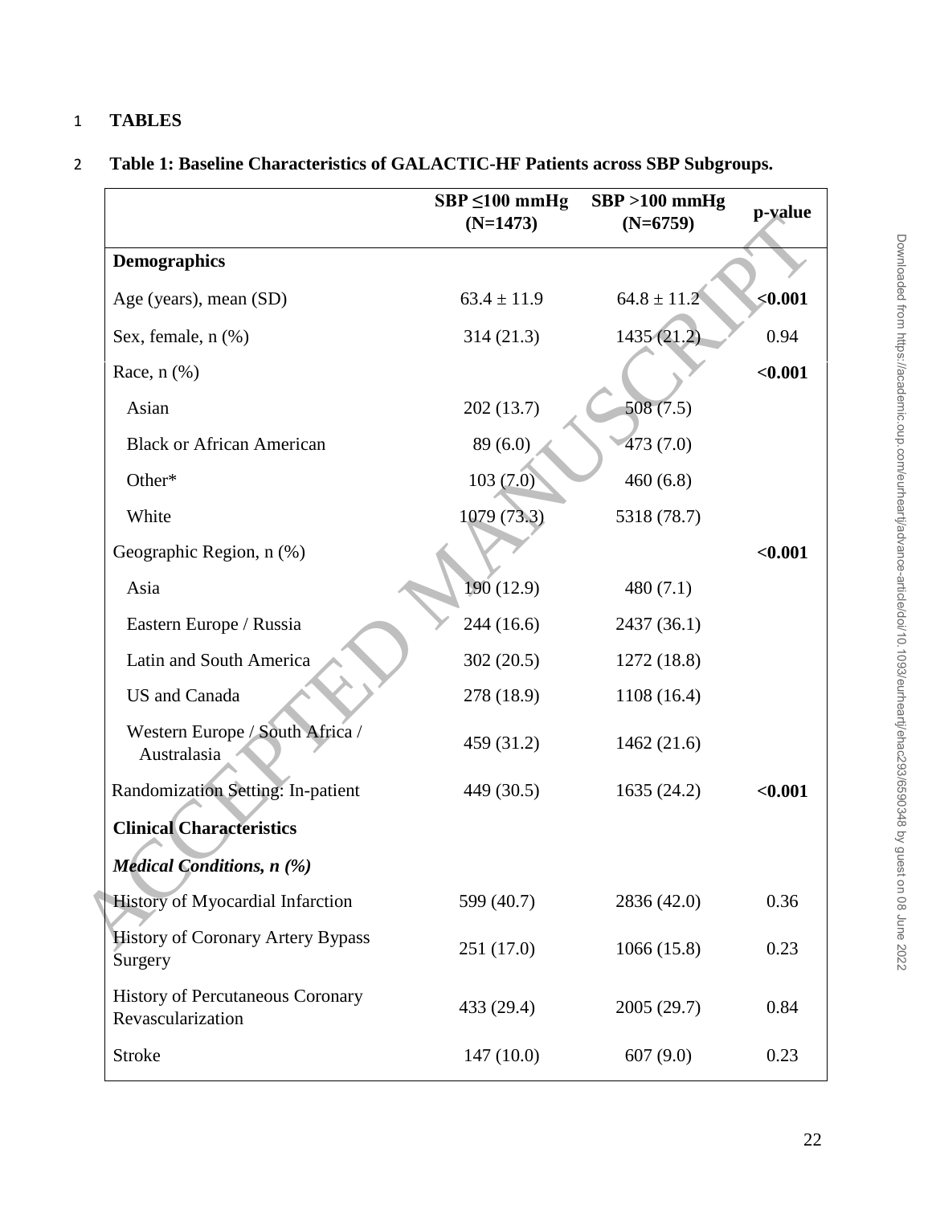# TABLES

**Table 1: Baseline Characteristics of GALACTIC-HF Patients across SBP Subgroups.**

| | SBP ≤100 mmHg (N=1473) | SBP >100 mmHg (N=6759) | p-value |
|---|---|---|---|
| **Demographics** | | | |
| Age (years), mean (SD) | 63.4 ± 11.9 | 64.8 ± 11.2 | **<0.001** |
| Sex, female, n (%) | 314 (21.3) | 1435 (21.2) | 0.94 |
| Race, n (%) | | | **<0.001** |
| Asian | 202 (13.7) | 508 (7.5) | |
| Black or African American | 89 (6.0) | 473 (7.0) | |
| Other* | 103 (7.0) | 460 (6.8) | |
| White | 1079 (73.3) | 5318 (78.7) | |
| Geographic Region, n (%) | | | **<0.001** |
| Asia | 190 (12.9) | 480 (7.1) | |
| Eastern Europe / Russia | 244 (16.6) | 2437 (36.1) | |
| Latin and South America | 302 (20.5) | 1272 (18.8) | |
| US and Canada | 278 (18.9) | 1108 (16.4) | |
| Western Europe / South Africa / Australasia | 459 (31.2) | 1462 (21.6) | |
| Randomization Setting: In-patient | 449 (30.5) | 1635 (24.2) | **<0.001** |
| **Clinical Characteristics** | | | |
| ***Medical Conditions, n (%)*** | | | |
| History of Myocardial Infarction | 599 (40.7) | 2836 (42.0) | 0.36 |
| History of Coronary Artery Bypass Surgery | 251 (17.0) | 1066 (15.8) | 0.23 |
| History of Percutaneous Coronary Revascularization | 433 (29.4) | 2005 (29.7) | 0.84 |
| Stroke | 147 (10.0) | 607 (9.0) | 0.23 |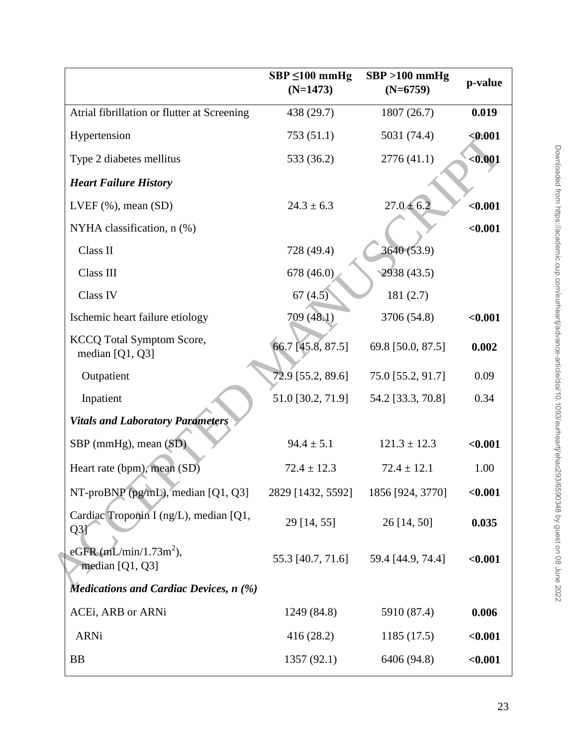| | SBP ≤100 mmHg (N=1473) | SBP >100 mmHg (N=6759) | p-value |
|---|---|---|---|
| Atrial fibrillation or flutter at Screening | 438 (29.7) | 1807 (26.7) | **0.019** |
| Hypertension | 753 (51.1) | 5031 (74.4) | **<0.001** |
| Type 2 diabetes mellitus | 533 (36.2) | 2776 (41.1) | **<0.001** |
| ***Heart Failure History*** | | | |
| LVEF (%), mean (SD) | 24.3 ± 6.3 | 27.0 ± 6.2 | **<0.001** |
| NYHA classification, n (%) | | | **<0.001** |
| Class II | 728 (49.4) | 3640 (53.9) | |
| Class III | 678 (46.0) | 2938 (43.5) | |
| Class IV | 67 (4.5) | 181 (2.7) | |
| Ischemic heart failure etiology | 709 (48.1) | 3706 (54.8) | **<0.001** |
| KCCQ Total Symptom Score, median [Q1, Q3] | 66.7 [45.8, 87.5] | 69.8 [50.0, 87.5] | **0.002** |
| Outpatient | 72.9 [55.2, 89.6] | 75.0 [55.2, 91.7] | 0.09 |
| Inpatient | 51.0 [30.2, 71.9] | 54.2 [33.3, 70.8] | 0.34 |
| ***Vitals and Laboratory Parameters*** | | | |
| SBP (mmHg), mean (SD) | 94.4 ± 5.1 | 121.3 ± 12.3 | **<0.001** |
| Heart rate (bpm), mean (SD) | 72.4 ± 12.3 | 72.4 ± 12.1 | 1.00 |
| NT-proBNP (pg/mL), median [Q1, Q3] | 2829 [1432, 5592] | 1856 [924, 3770] | **<0.001** |
| Cardiac Troponin I (ng/L), median [Q1, Q3] | 29 [14, 55] | 26 [14, 50] | **0.035** |
| eGFR (mL/min/1.73m$^2$), median [Q1, Q3] | 55.3 [40.7, 71.6] | 59.4 [44.9, 74.4] | **<0.001** |
| ***Medications and Cardiac Devices, n (%)*** | | | |
| ACEi, ARB or ARNi | 1249 (84.8) | 5910 (87.4) | **0.006** |
| ARNi | 416 (28.2) | 1185 (17.5) | **<0.001** |
| BB | 1357 (92.1) | 6406 (94.8) | **<0.001** |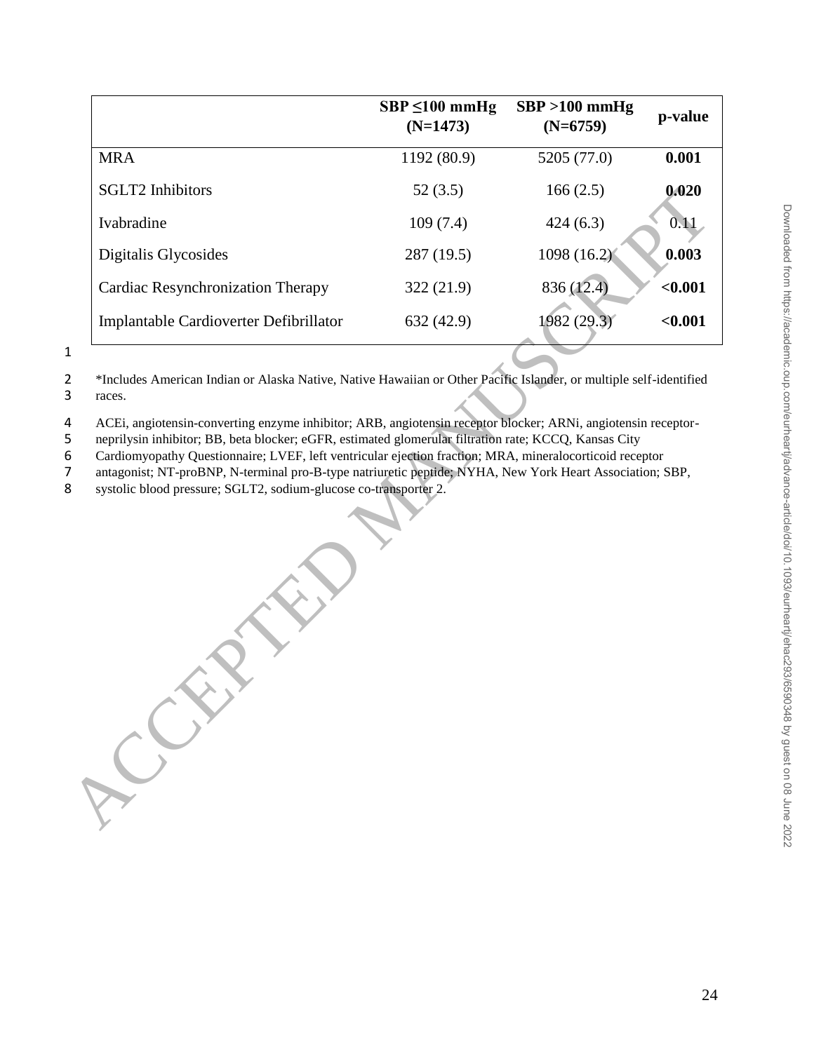| | SBP ≤100 mmHg (N=1473) | SBP >100 mmHg (N=6759) | p-value |
|---|---|---|---|
| MRA | 1192 (80.9) | 5205 (77.0) | **0.001** |
| SGLT2 Inhibitors | 52 (3.5) | 166 (2.5) | **0.020** |
| Ivabradine | 109 (7.4) | 424 (6.3) | 0.11 |
| Digitalis Glycosides | 287 (19.5) | 1098 (16.2) | **0.003** |
| Cardiac Resynchronization Therapy | 322 (21.9) | 836 (12.4) | **<0.001** |
| Implantable Cardioverter Defibrillator | 632 (42.9) | 1982 (29.3) | **<0.001** |

*Includes American Indian or Alaska Native, Native Hawaiian or Other Pacific Islander, or multiple self-identified races.

ACEi, angiotensin-converting enzyme inhibitor; ARB, angiotensin receptor blocker; ARNi, angiotensin receptor-neprilysin inhibitor; BB, beta blocker; eGFR, estimated glomerular filtration rate; KCCQ, Kansas City Cardiomyopathy Questionnaire; LVEF, left ventricular ejection fraction; MRA, mineralocorticoid receptor antagonist; NT-proBNP, N-terminal pro-B-type natriuretic peptide; NYHA, New York Heart Association; SBP, systolic blood pressure; SGLT2, sodium-glucose co-transporter 2.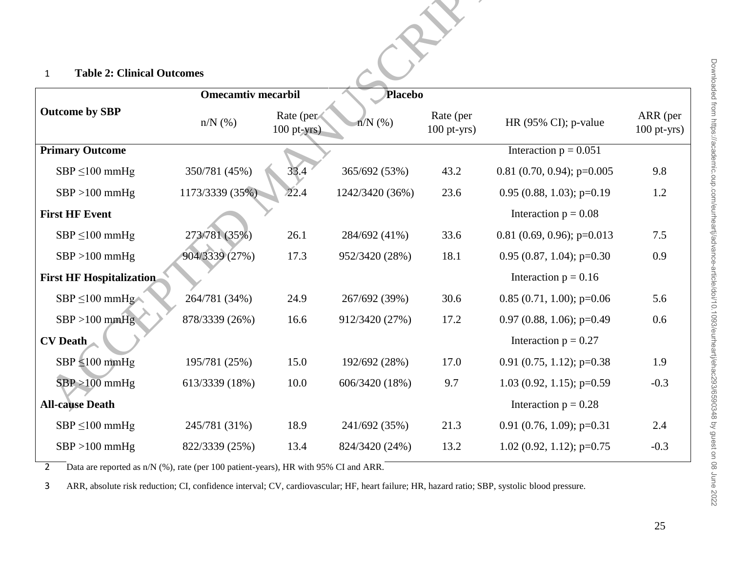**Table 2: Clinical Outcomes**

| Outcome by SBP | Omecamtiv mecarbil | | Placebo | | HR (95% CI); p-value | ARR (per 100 pt-yrs) |
|---|---|---|---|---|---|---|
| | n/N (%) | Rate (per 100 pt-yrs) | n/N (%) | Rate (per 100 pt-yrs) | | |
| **Primary Outcome** | | | | | Interaction p = 0.051 | |
| SBP ≤100 mmHg | 350/781 (45%) | 33.4 | 365/692 (53%) | 43.2 | 0.81 (0.70, 0.94); p=0.005 | 9.8 |
| SBP >100 mmHg | 1173/3339 (35%) | 22.4 | 1242/3420 (36%) | 23.6 | 0.95 (0.88, 1.03); p=0.19 | 1.2 |
| **First HF Event** | | | | | Interaction p = 0.08 | |
| SBP ≤100 mmHg | 273/781 (35%) | 26.1 | 284/692 (41%) | 33.6 | 0.81 (0.69, 0.96); p=0.013 | 7.5 |
| SBP >100 mmHg | 904/3339 (27%) | 17.3 | 952/3420 (28%) | 18.1 | 0.95 (0.87, 1.04); p=0.30 | 0.9 |
| **First HF Hospitalization** | | | | | Interaction p = 0.16 | |
| SBP ≤100 mmHg | 264/781 (34%) | 24.9 | 267/692 (39%) | 30.6 | 0.85 (0.71, 1.00); p=0.06 | 5.6 |
| SBP >100 mmHg | 878/3339 (26%) | 16.6 | 912/3420 (27%) | 17.2 | 0.97 (0.88, 1.06); p=0.49 | 0.6 |
| **CV Death** | | | | | Interaction p = 0.27 | |
| SBP ≤100 mmHg | 195/781 (25%) | 15.0 | 192/692 (28%) | 17.0 | 0.91 (0.75, 1.12); p=0.38 | 1.9 |
| SBP >100 mmHg | 613/3339 (18%) | 10.0 | 606/3420 (18%) | 9.7 | 1.03 (0.92, 1.15); p=0.59 | -0.3 |
| **All-cause Death** | | | | | Interaction p = 0.28 | |
| SBP ≤100 mmHg | 245/781 (31%) | 18.9 | 241/692 (35%) | 21.3 | 0.91 (0.76, 1.09); p=0.31 | 2.4 |
| SBP >100 mmHg | 822/3339 (25%) | 13.4 | 824/3420 (24%) | 13.2 | 1.02 (0.92, 1.12); p=0.75 | -0.3 |

Data are reported as n/N (%), rate (per 100 patient-years), HR with 95% CI and ARR.

ARR, absolute risk reduction; CI, confidence interval; CV, cardiovascular; HF, heart failure; HR, hazard ratio; SBP, systolic blood pressure.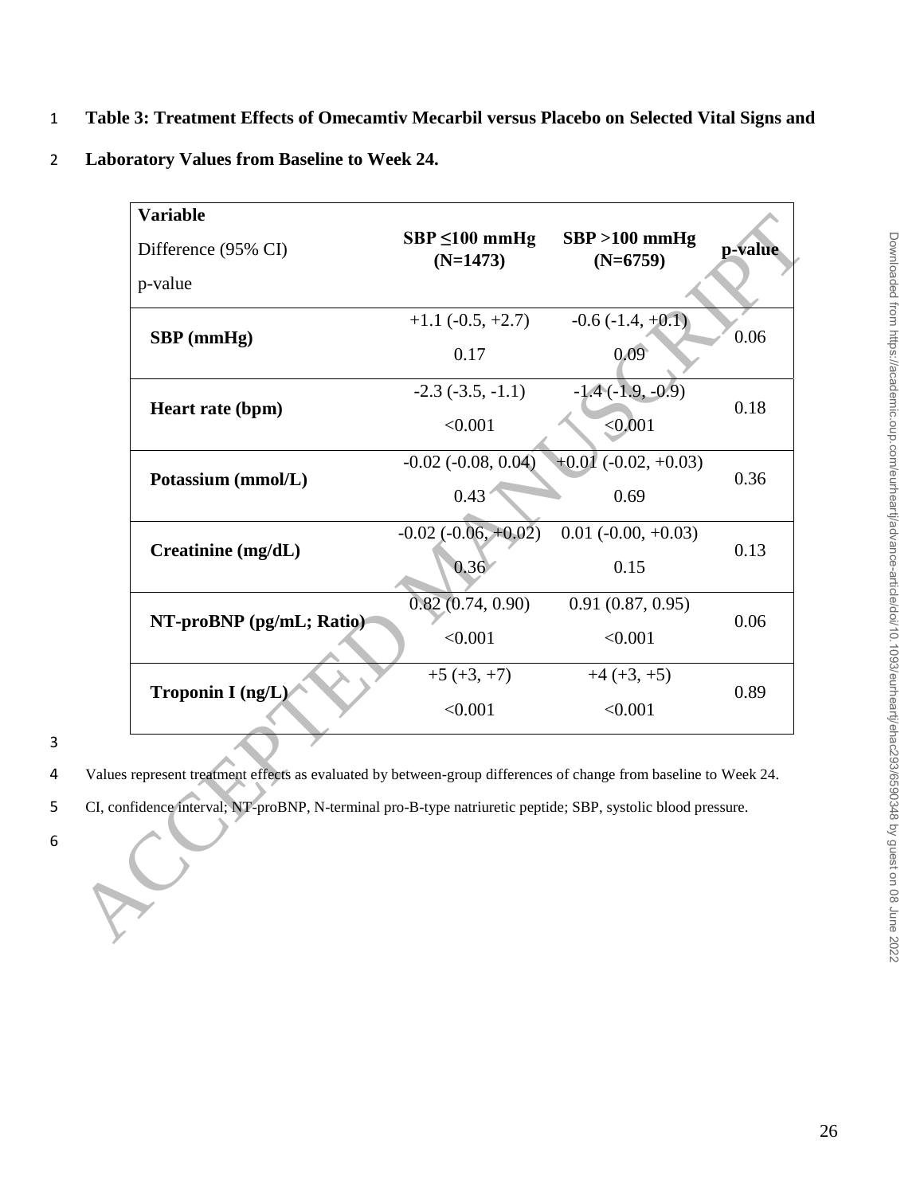**Table 3: Treatment Effects of Omecamtiv Mecarbil versus Placebo on Selected Vital Signs and Laboratory Values from Baseline to Week 24.**

| Variable<br>Difference (95% CI)<br>p-value | SBP ≤100 mmHg (N=1473) | SBP >100 mmHg (N=6759) | p-value |
|---|---|---|---|
| **SBP (mmHg)** | +1.1 (-0.5, +2.7)<br>0.17 | -0.6 (-1.4, +0.1)<br>0.09 | 0.06 |
| **Heart rate (bpm)** | -2.3 (-3.5, -1.1)<br><0.001 | -1.4 (-1.9, -0.9)<br><0.001 | 0.18 |
| **Potassium (mmol/L)** | -0.02 (-0.08, 0.04)<br>0.43 | +0.01 (-0.02, +0.03)<br>0.69 | 0.36 |
| **Creatinine (mg/dL)** | -0.02 (-0.06, +0.02)<br>0.36 | 0.01 (-0.00, +0.03)<br>0.15 | 0.13 |
| **NT-proBNP (pg/mL; Ratio)** | 0.82 (0.74, 0.90)<br><0.001 | 0.91 (0.87, 0.95)<br><0.001 | 0.06 |
| **Troponin I (ng/L)** | +5 (+3, +7)<br><0.001 | +4 (+3, +5)<br><0.001 | 0.89 |

Values represent treatment effects as evaluated by between-group differences of change from baseline to Week 24.

CI, confidence interval; NT-proBNP, N-terminal pro-B-type natriuretic peptide; SBP, systolic blood pressure.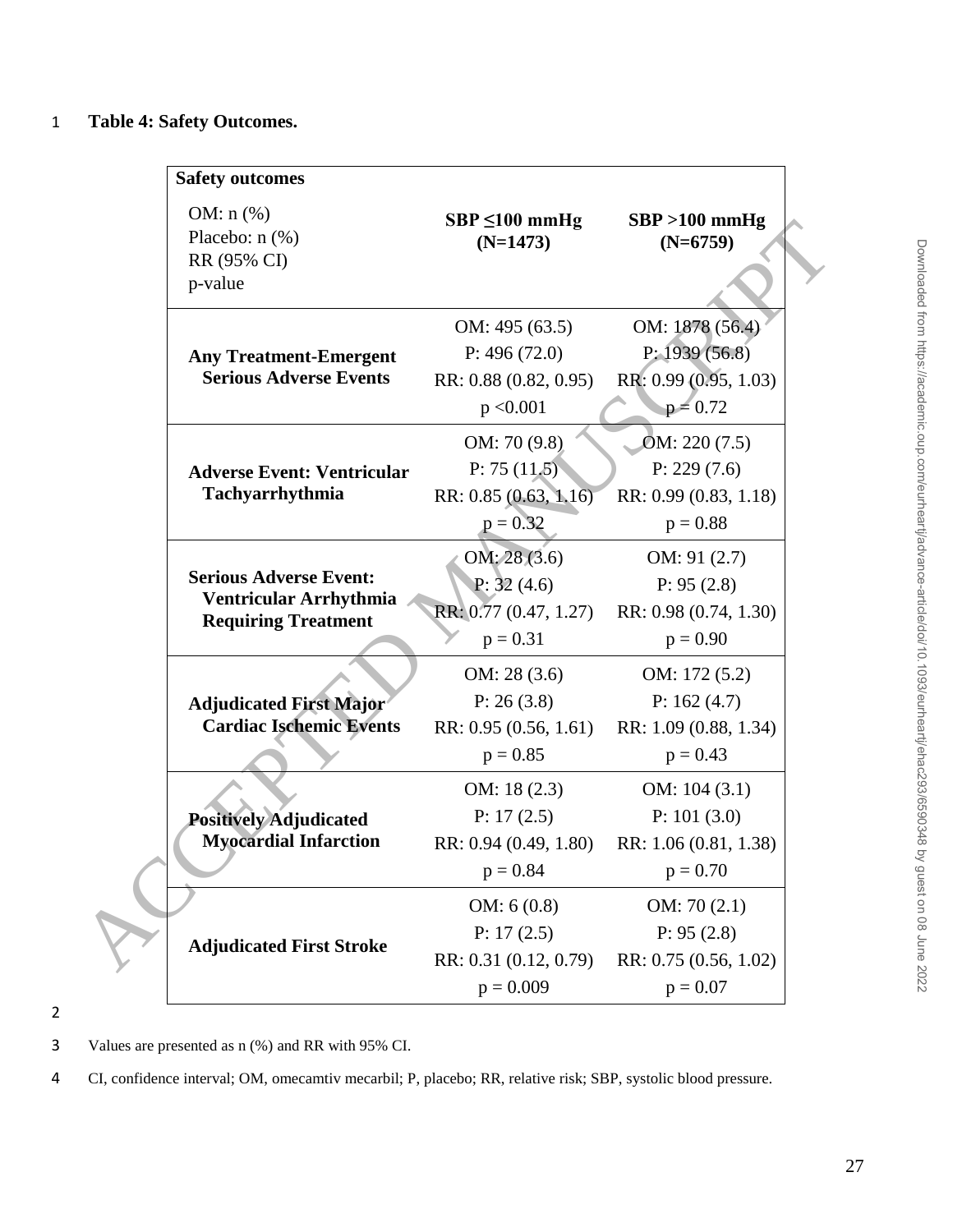**Table 4: Safety Outcomes.**

| Safety outcomes<br>OM: n (%)<br>Placebo: n (%)<br>RR (95% CI)<br>p-value | SBP ≤100 mmHg (N=1473) | SBP >100 mmHg (N=6759) |
|---|---|---|
| **Any Treatment-Emergent Serious Adverse Events** | OM: 495 (63.5)<br>P: 496 (72.0)<br>RR: 0.88 (0.82, 0.95)<br>p <0.001 | OM: 1878 (56.4)<br>P: 1939 (56.8)<br>RR: 0.99 (0.95, 1.03)<br>p = 0.72 |
| **Adverse Event: Ventricular Tachyarrhythmia** | OM: 70 (9.8)<br>P: 75 (11.5)<br>RR: 0.85 (0.63, 1.16)<br>p = 0.32 | OM: 220 (7.5)<br>P: 229 (7.6)<br>RR: 0.99 (0.83, 1.18)<br>p = 0.88 |
| **Serious Adverse Event: Ventricular Arrhythmia Requiring Treatment** | OM: 28 (3.6)<br>P: 32 (4.6)<br>RR: 0.77 (0.47, 1.27)<br>p = 0.31 | OM: 91 (2.7)<br>P: 95 (2.8)<br>RR: 0.98 (0.74, 1.30)<br>p = 0.90 |
| **Adjudicated First Major Cardiac Ischemic Events** | OM: 28 (3.6)<br>P: 26 (3.8)<br>RR: 0.95 (0.56, 1.61)<br>p = 0.85 | OM: 172 (5.2)<br>P: 162 (4.7)<br>RR: 1.09 (0.88, 1.34)<br>p = 0.43 |
| **Positively Adjudicated Myocardial Infarction** | OM: 18 (2.3)<br>P: 17 (2.5)<br>RR: 0.94 (0.49, 1.80)<br>p = 0.84 | OM: 104 (3.1)<br>P: 101 (3.0)<br>RR: 1.06 (0.81, 1.38)<br>p = 0.70 |
| **Adjudicated First Stroke** | OM: 6 (0.8)<br>P: 17 (2.5)<br>RR: 0.31 (0.12, 0.79)<br>p = 0.009 | OM: 70 (2.1)<br>P: 95 (2.8)<br>RR: 0.75 (0.56, 1.02)<br>p = 0.07 |

Values are presented as n (%) and RR with 95% CI.

CI, confidence interval; OM, omecamtiv mecarbil; P, placebo; RR, relative risk; SBP, systolic blood pressure.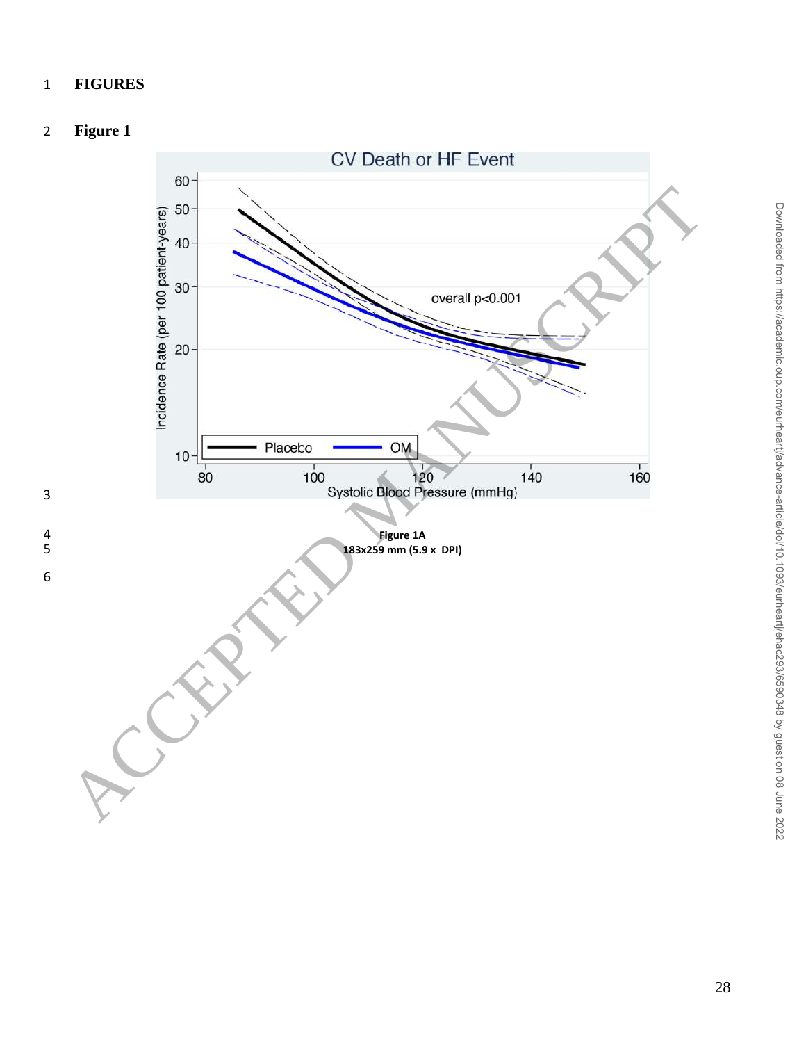# FIGURES

## Figure 1

Figure 1A
183x259 mm (5.9 x DPI)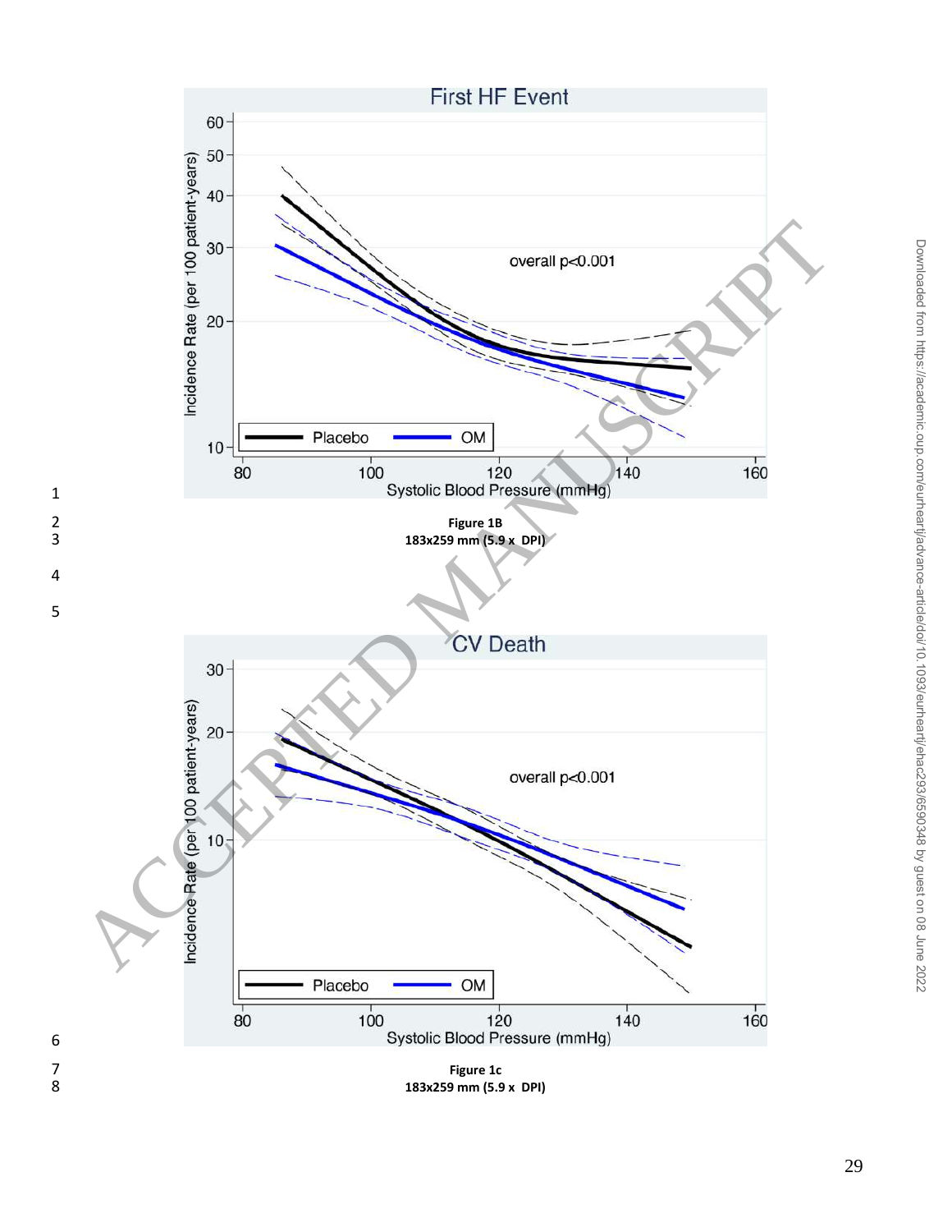Figure 1B

183x259 mm (5.9 x DPI)

Figure 1c

183x259 mm (5.9 x DPI)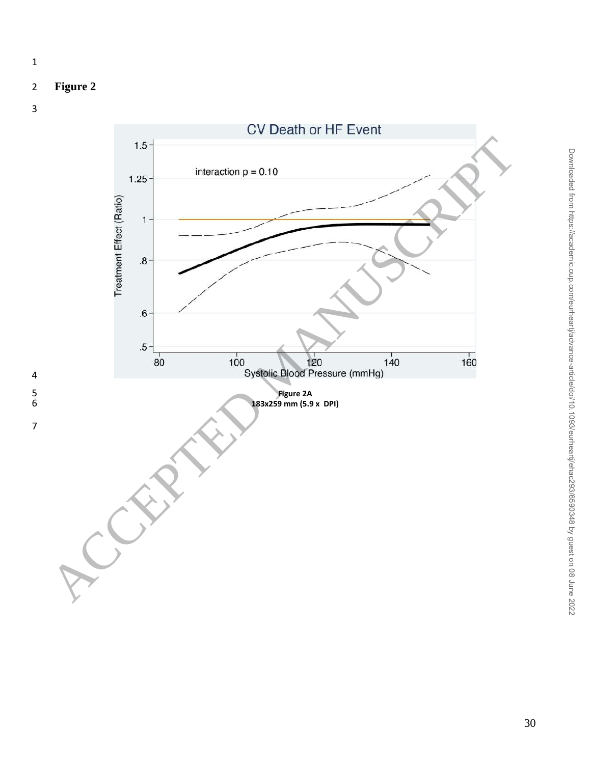**Figure 2**

Figure 2A

183x259 mm (5.9 x DPI)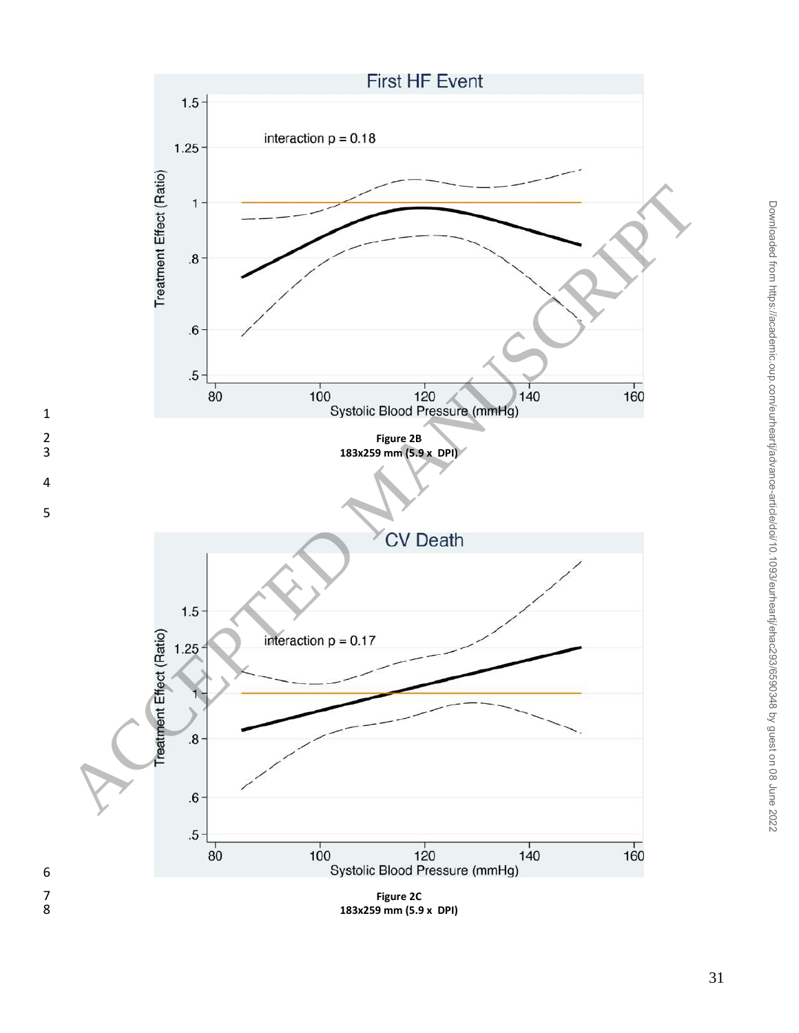**Figure 2B**
**183x259 mm (5.9 x DPI)**

**Figure 2C**
**183x259 mm (5.9 x DPI)**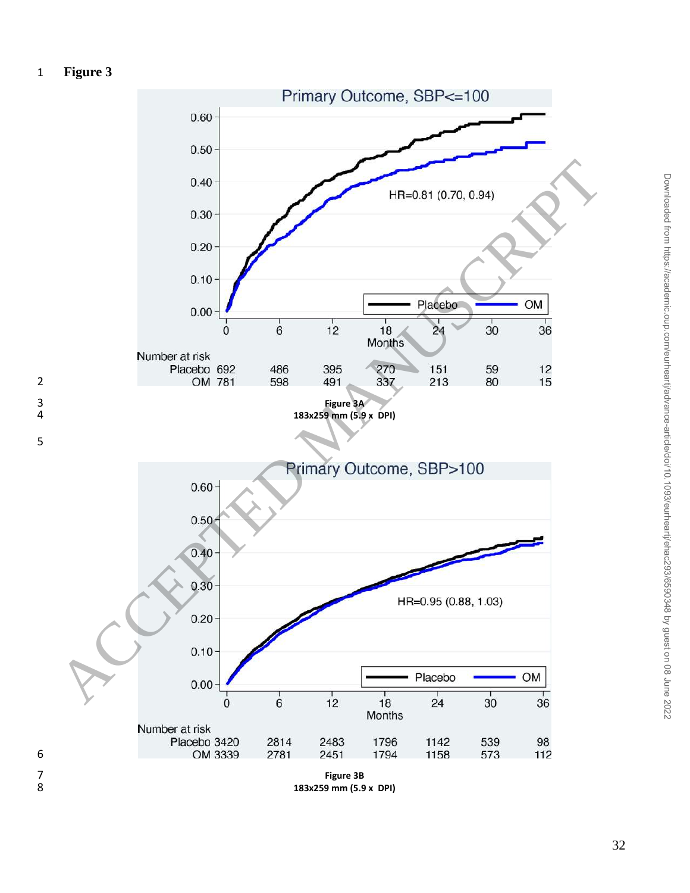**Figure 3**

**Figure 3A**

**183x259 mm (5.9 x DPI)**

**Figure 3B**

**183x259 mm (5.9 x DPI)**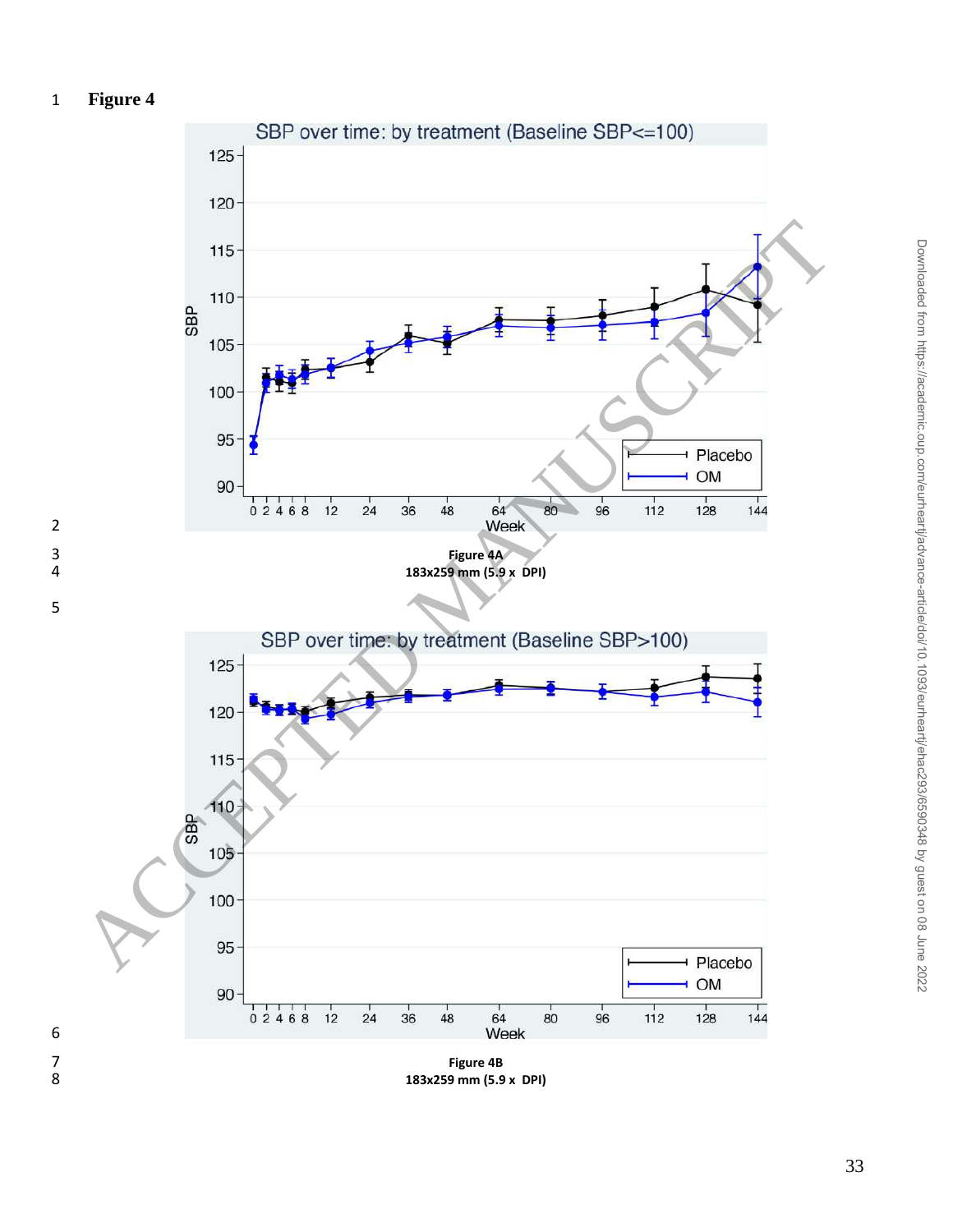**Figure 4**

SBP over time: by treatment (Baseline SBP<=100)

SBP

125
120
115
110
105
100
95
90

0 2 4 6 8 12 24 36 48 64 80 96 112 128 144

Week

Placebo
OM

Figure 4A
183x259 mm (5.9 x DPI)

SBP over time: by treatment (Baseline SBP>100)

SBP

125
120
115
110
105
100
95
90

0 2 4 6 8 12 24 36 48 64 80 96 112 128 144

Week

Placebo
OM

Figure 4B
183x259 mm (5.9 x DPI)